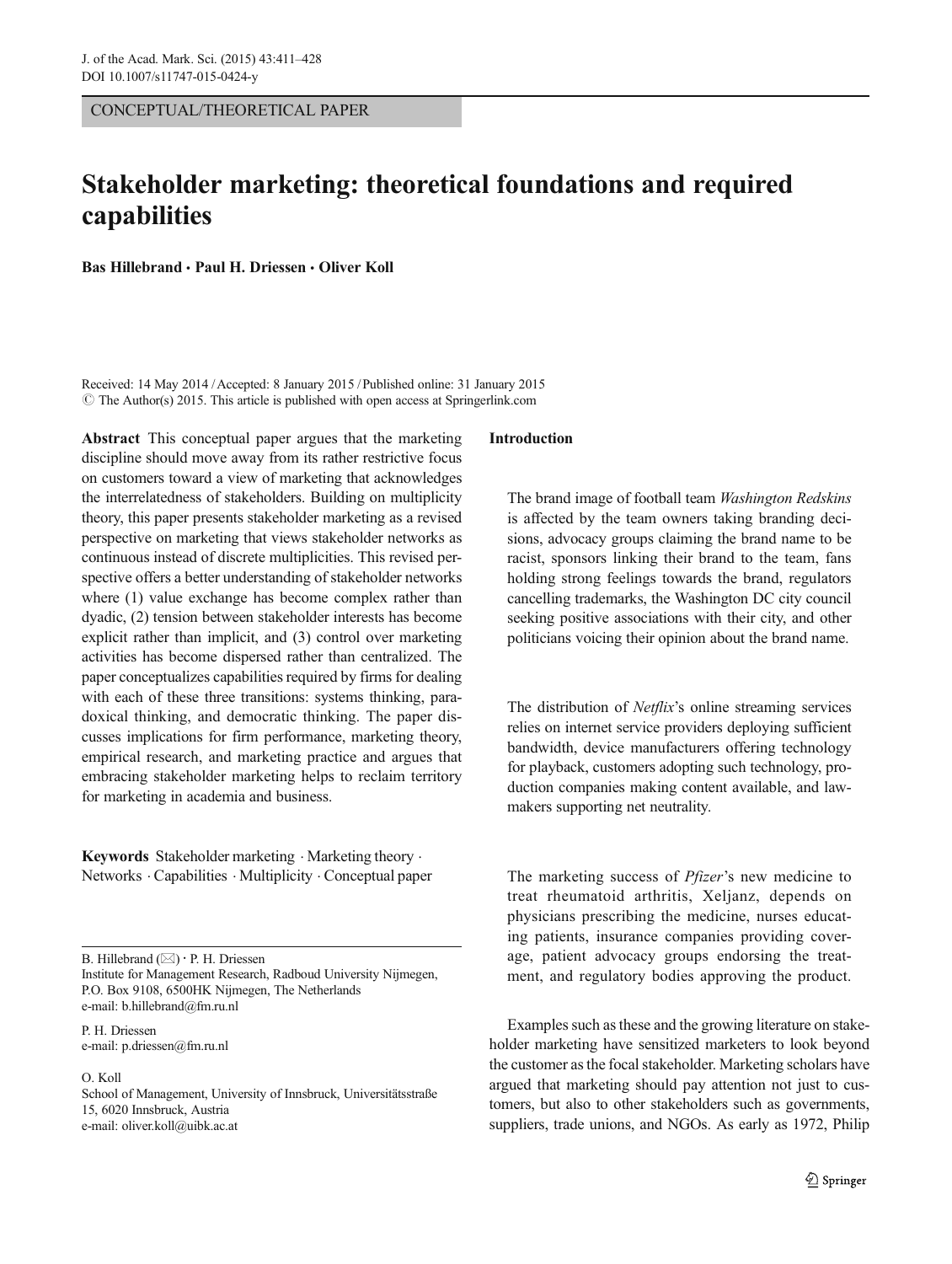CONCEPTUAL/THEORETICAL PAPER

# Stakeholder marketing: theoretical foundations and required capabilities

**Bas Hillebrand · Paul H. Driessen · Oliver Koll**

Received: 14 May 2014 / Accepted: 8 January 2015 / Published online: 31 January 2015
© The Author(s) 2015. This article is published with open access at Springerlink.com

**Abstract** This conceptual paper argues that the marketing discipline should move away from its rather restrictive focus on customers toward a view of marketing that acknowledges the interrelatedness of stakeholders. Building on multiplicity theory, this paper presents stakeholder marketing as a revised perspective on marketing that views stakeholder networks as continuous instead of discrete multiplicities. This revised perspective offers a better understanding of stakeholder networks where (1) value exchange has become complex rather than dyadic, (2) tension between stakeholder interests has become explicit rather than implicit, and (3) control over marketing activities has become dispersed rather than centralized. The paper conceptualizes capabilities required by firms for dealing with each of these three transitions: systems thinking, paradoxical thinking, and democratic thinking. The paper discusses implications for firm performance, marketing theory, empirical research, and marketing practice and argues that embracing stakeholder marketing helps to reclaim territory for marketing in academia and business.

**Keywords** Stakeholder marketing · Marketing theory · Networks · Capabilities · Multiplicity · Conceptual paper

B. Hillebrand (✉) · P. H. Driessen
Institute for Management Research, Radboud University Nijmegen, P.O. Box 9108, 6500HK Nijmegen, The Netherlands
e-mail: b.hillebrand@fm.ru.nl

P. H. Driessen
e-mail: p.driessen@fm.ru.nl

O. Koll
School of Management, University of Innsbruck, Universitätsstraße 15, 6020 Innsbruck, Austria
e-mail: oliver.koll@uibk.ac.at

## Introduction

> The brand image of football team *Washington Redskins* is affected by the team owners taking branding decisions, advocacy groups claiming the brand name to be racist, sponsors linking their brand to the team, fans holding strong feelings towards the brand, regulators cancelling trademarks, the Washington DC city council seeking positive associations with their city, and other politicians voicing their opinion about the brand name.

> The distribution of *Netflix*'s online streaming services relies on internet service providers deploying sufficient bandwidth, device manufacturers offering technology for playback, customers adopting such technology, production companies making content available, and lawmakers supporting net neutrality.

> The marketing success of *Pfizer*'s new medicine to treat rheumatoid arthritis, Xeljanz, depends on physicians prescribing the medicine, nurses educating patients, insurance companies providing coverage, patient advocacy groups endorsing the treatment, and regulatory bodies approving the product.

Examples such as these and the growing literature on stakeholder marketing have sensitized marketers to look beyond the customer as the focal stakeholder. Marketing scholars have argued that marketing should pay attention not just to customers, but also to other stakeholders such as governments, suppliers, trade unions, and NGOs. As early as 1972, Philip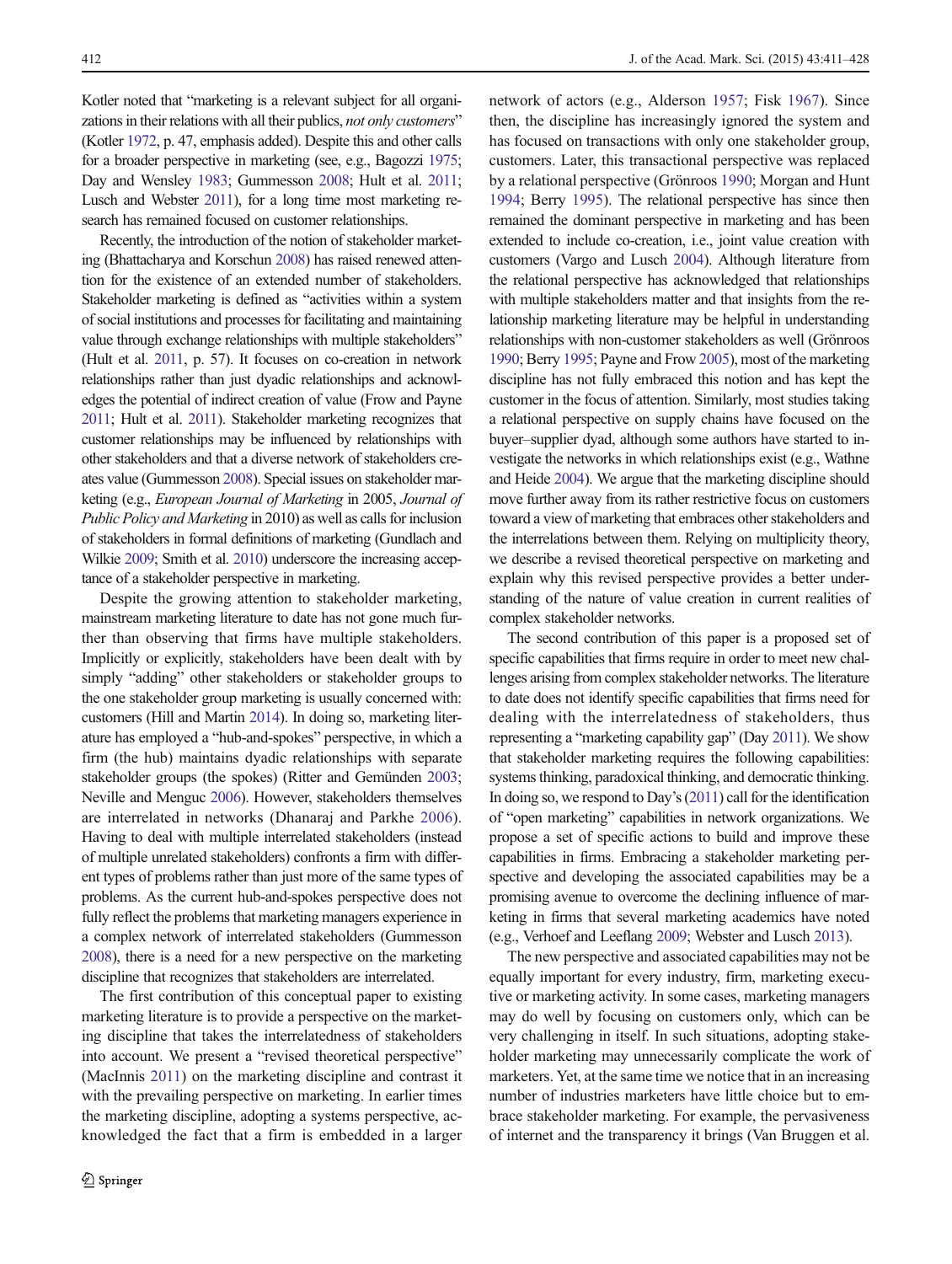Kotler noted that "marketing is a relevant subject for all organizations in their relations with all their publics, *not only customers*" (Kotler 1972, p. 47, emphasis added). Despite this and other calls for a broader perspective in marketing (see, e.g., Bagozzi 1975; Day and Wensley 1983; Gummesson 2008; Hult et al. 2011; Lusch and Webster 2011), for a long time most marketing research has remained focused on customer relationships.

Recently, the introduction of the notion of stakeholder marketing (Bhattacharya and Korschun 2008) has raised renewed attention for the existence of an extended number of stakeholders. Stakeholder marketing is defined as "activities within a system of social institutions and processes for facilitating and maintaining value through exchange relationships with multiple stakeholders" (Hult et al. 2011, p. 57). It focuses on co-creation in network relationships rather than just dyadic relationships and acknowledges the potential of indirect creation of value (Frow and Payne 2011; Hult et al. 2011). Stakeholder marketing recognizes that customer relationships may be influenced by relationships with other stakeholders and that a diverse network of stakeholders creates value (Gummesson 2008). Special issues on stakeholder marketing (e.g., *European Journal of Marketing* in 2005, *Journal of Public Policy and Marketing* in 2010) as well as calls for inclusion of stakeholders in formal definitions of marketing (Gundlach and Wilkie 2009; Smith et al. 2010) underscore the increasing acceptance of a stakeholder perspective in marketing.

Despite the growing attention to stakeholder marketing, mainstream marketing literature to date has not gone much further than observing that firms have multiple stakeholders. Implicitly or explicitly, stakeholders have been dealt with by simply "adding" other stakeholders or stakeholder groups to the one stakeholder group marketing is usually concerned with: customers (Hill and Martin 2014). In doing so, marketing literature has employed a "hub-and-spokes" perspective, in which a firm (the hub) maintains dyadic relationships with separate stakeholder groups (the spokes) (Ritter and Gemünden 2003; Neville and Menguc 2006). However, stakeholders themselves are interrelated in networks (Dhanaraj and Parkhe 2006). Having to deal with multiple interrelated stakeholders (instead of multiple unrelated stakeholders) confronts a firm with different types of problems rather than just more of the same types of problems. As the current hub-and-spokes perspective does not fully reflect the problems that marketing managers experience in a complex network of interrelated stakeholders (Gummesson 2008), there is a need for a new perspective on the marketing discipline that recognizes that stakeholders are interrelated.

The first contribution of this conceptual paper to existing marketing literature is to provide a perspective on the marketing discipline that takes the interrelatedness of stakeholders into account. We present a "revised theoretical perspective" (MacInnis 2011) on the marketing discipline and contrast it with the prevailing perspective on marketing. In earlier times the marketing discipline, adopting a systems perspective, acknowledged the fact that a firm is embedded in a larger network of actors (e.g., Alderson 1957; Fisk 1967). Since then, the discipline has increasingly ignored the system and has focused on transactions with only one stakeholder group, customers. Later, this transactional perspective was replaced by a relational perspective (Grönroos 1990; Morgan and Hunt 1994; Berry 1995). The relational perspective has since then remained the dominant perspective in marketing and has been extended to include co-creation, i.e., joint value creation with customers (Vargo and Lusch 2004). Although literature from the relational perspective has acknowledged that relationships with multiple stakeholders matter and that insights from the relationship marketing literature may be helpful in understanding relationships with non-customer stakeholders as well (Grönroos 1990; Berry 1995; Payne and Frow 2005), most of the marketing discipline has not fully embraced this notion and has kept the customer in the focus of attention. Similarly, most studies taking a relational perspective on supply chains have focused on the buyer–supplier dyad, although some authors have started to investigate the networks in which relationships exist (e.g., Wathne and Heide 2004). We argue that the marketing discipline should move further away from its rather restrictive focus on customers toward a view of marketing that embraces other stakeholders and the interrelations between them. Relying on multiplicity theory, we describe a revised theoretical perspective on marketing and explain why this revised perspective provides a better understanding of the nature of value creation in current realities of complex stakeholder networks.

The second contribution of this paper is a proposed set of specific capabilities that firms require in order to meet new challenges arising from complex stakeholder networks. The literature to date does not identify specific capabilities that firms need for dealing with the interrelatedness of stakeholders, thus representing a "marketing capability gap" (Day 2011). We show that stakeholder marketing requires the following capabilities: systems thinking, paradoxical thinking, and democratic thinking. In doing so, we respond to Day's (2011) call for the identification of "open marketing" capabilities in network organizations. We propose a set of specific actions to build and improve these capabilities in firms. Embracing a stakeholder marketing perspective and developing the associated capabilities may be a promising avenue to overcome the declining influence of marketing in firms that several marketing academics have noted (e.g., Verhoef and Leeflang 2009; Webster and Lusch 2013).

The new perspective and associated capabilities may not be equally important for every industry, firm, marketing executive or marketing activity. In some cases, marketing managers may do well by focusing on customers only, which can be very challenging in itself. In such situations, adopting stakeholder marketing may unnecessarily complicate the work of marketers. Yet, at the same time we notice that in an increasing number of industries marketers have little choice but to embrace stakeholder marketing. For example, the pervasiveness of internet and the transparency it brings (Van Bruggen et al.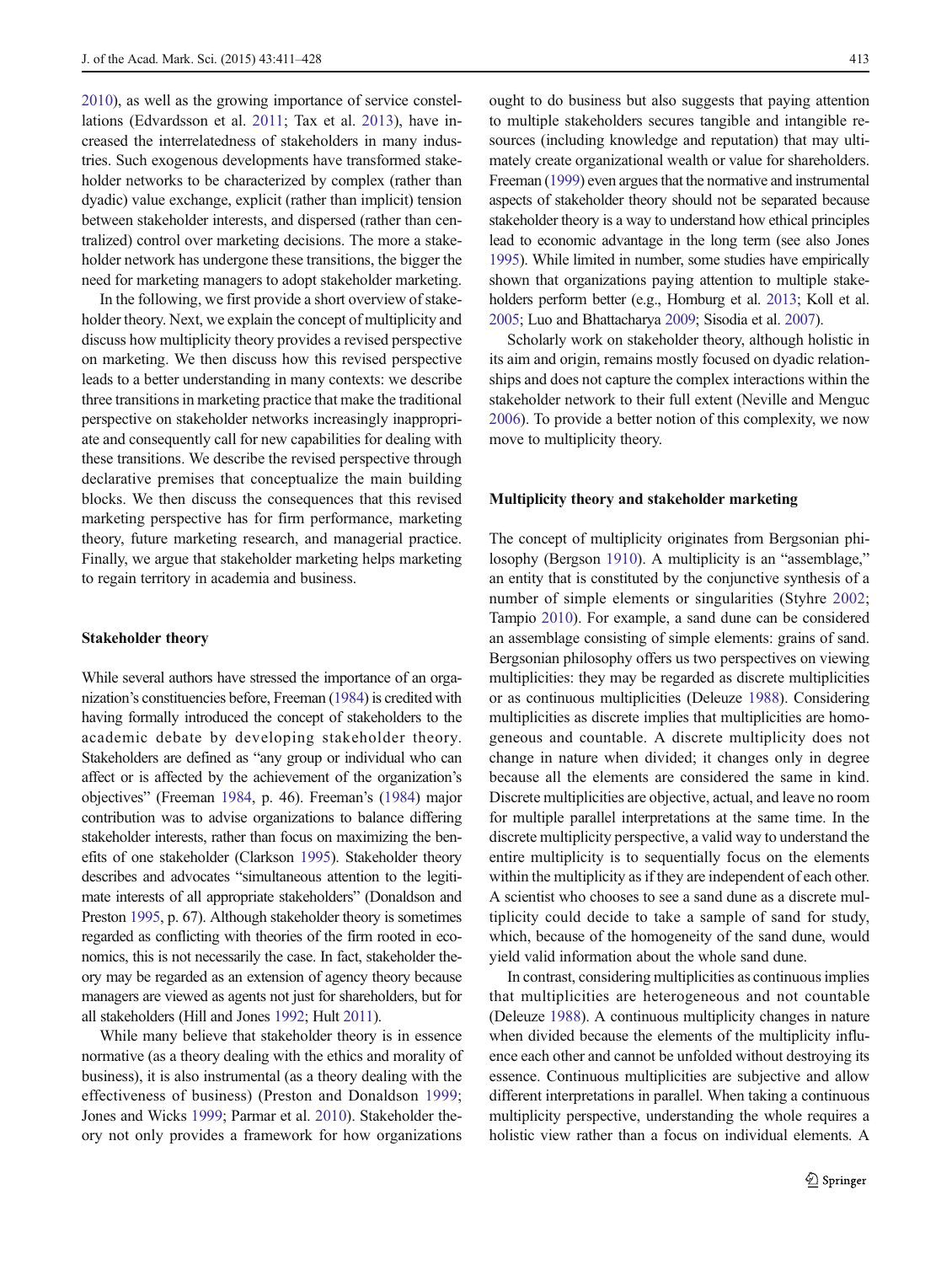2010), as well as the growing importance of service constellations (Edvardsson et al. 2011; Tax et al. 2013), have increased the interrelatedness of stakeholders in many industries. Such exogenous developments have transformed stakeholder networks to be characterized by complex (rather than dyadic) value exchange, explicit (rather than implicit) tension between stakeholder interests, and dispersed (rather than centralized) control over marketing decisions. The more a stakeholder network has undergone these transitions, the bigger the need for marketing managers to adopt stakeholder marketing.

In the following, we first provide a short overview of stakeholder theory. Next, we explain the concept of multiplicity and discuss how multiplicity theory provides a revised perspective on marketing. We then discuss how this revised perspective leads to a better understanding in many contexts: we describe three transitions in marketing practice that make the traditional perspective on stakeholder networks increasingly inappropriate and consequently call for new capabilities for dealing with these transitions. We describe the revised perspective through declarative premises that conceptualize the main building blocks. We then discuss the consequences that this revised marketing perspective has for firm performance, marketing theory, future marketing research, and managerial practice. Finally, we argue that stakeholder marketing helps marketing to regain territory in academia and business.

## Stakeholder theory

While several authors have stressed the importance of an organization's constituencies before, Freeman (1984) is credited with having formally introduced the concept of stakeholders to the academic debate by developing stakeholder theory. Stakeholders are defined as "any group or individual who can affect or is affected by the achievement of the organization's objectives" (Freeman 1984, p. 46). Freeman's (1984) major contribution was to advise organizations to balance differing stakeholder interests, rather than focus on maximizing the benefits of one stakeholder (Clarkson 1995). Stakeholder theory describes and advocates "simultaneous attention to the legitimate interests of all appropriate stakeholders" (Donaldson and Preston 1995, p. 67). Although stakeholder theory is sometimes regarded as conflicting with theories of the firm rooted in economics, this is not necessarily the case. In fact, stakeholder theory may be regarded as an extension of agency theory because managers are viewed as agents not just for shareholders, but for all stakeholders (Hill and Jones 1992; Hult 2011).

While many believe that stakeholder theory is in essence normative (as a theory dealing with the ethics and morality of business), it is also instrumental (as a theory dealing with the effectiveness of business) (Preston and Donaldson 1999; Jones and Wicks 1999; Parmar et al. 2010). Stakeholder theory not only provides a framework for how organizations ought to do business but also suggests that paying attention to multiple stakeholders secures tangible and intangible resources (including knowledge and reputation) that may ultimately create organizational wealth or value for shareholders. Freeman (1999) even argues that the normative and instrumental aspects of stakeholder theory should not be separated because stakeholder theory is a way to understand how ethical principles lead to economic advantage in the long term (see also Jones 1995). While limited in number, some studies have empirically shown that organizations paying attention to multiple stakeholders perform better (e.g., Homburg et al. 2013; Koll et al. 2005; Luo and Bhattacharya 2009; Sisodia et al. 2007).

Scholarly work on stakeholder theory, although holistic in its aim and origin, remains mostly focused on dyadic relationships and does not capture the complex interactions within the stakeholder network to their full extent (Neville and Menguc 2006). To provide a better notion of this complexity, we now move to multiplicity theory.

## Multiplicity theory and stakeholder marketing

The concept of multiplicity originates from Bergsonian philosophy (Bergson 1910). A multiplicity is an "assemblage," an entity that is constituted by the conjunctive synthesis of a number of simple elements or singularities (Styhre 2002; Tampio 2010). For example, a sand dune can be considered an assemblage consisting of simple elements: grains of sand. Bergsonian philosophy offers us two perspectives on viewing multiplicities: they may be regarded as discrete multiplicities or as continuous multiplicities (Deleuze 1988). Considering multiplicities as discrete implies that multiplicities are homogeneous and countable. A discrete multiplicity does not change in nature when divided; it changes only in degree because all the elements are considered the same in kind. Discrete multiplicities are objective, actual, and leave no room for multiple parallel interpretations at the same time. In the discrete multiplicity perspective, a valid way to understand the entire multiplicity is to sequentially focus on the elements within the multiplicity as if they are independent of each other. A scientist who chooses to see a sand dune as a discrete multiplicity could decide to take a sample of sand for study, which, because of the homogeneity of the sand dune, would yield valid information about the whole sand dune.

In contrast, considering multiplicities as continuous implies that multiplicities are heterogeneous and not countable (Deleuze 1988). A continuous multiplicity changes in nature when divided because the elements of the multiplicity influence each other and cannot be unfolded without destroying its essence. Continuous multiplicities are subjective and allow different interpretations in parallel. When taking a continuous multiplicity perspective, understanding the whole requires a holistic view rather than a focus on individual elements. A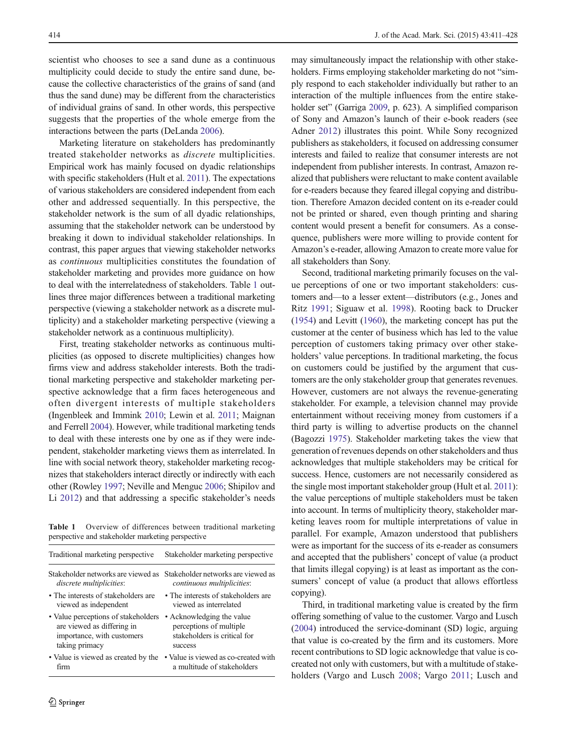scientist who chooses to see a sand dune as a continuous multiplicity could decide to study the entire sand dune, because the collective characteristics of the grains of sand (and thus the sand dune) may be different from the characteristics of individual grains of sand. In other words, this perspective suggests that the properties of the whole emerge from the interactions between the parts (DeLanda 2006).

Marketing literature on stakeholders has predominantly treated stakeholder networks as *discrete* multiplicities. Empirical work has mainly focused on dyadic relationships with specific stakeholders (Hult et al. 2011). The expectations of various stakeholders are considered independent from each other and addressed sequentially. In this perspective, the stakeholder network is the sum of all dyadic relationships, assuming that the stakeholder network can be understood by breaking it down to individual stakeholder relationships. In contrast, this paper argues that viewing stakeholder networks as *continuous* multiplicities constitutes the foundation of stakeholder marketing and provides more guidance on how to deal with the interrelatedness of stakeholders. Table 1 outlines three major differences between a traditional marketing perspective (viewing a stakeholder network as a discrete multiplicity) and a stakeholder marketing perspective (viewing a stakeholder network as a continuous multiplicity).

First, treating stakeholder networks as continuous multiplicities (as opposed to discrete multiplicities) changes how firms view and address stakeholder interests. Both the traditional marketing perspective and stakeholder marketing perspective acknowledge that a firm faces heterogeneous and often divergent interests of multiple stakeholders (Ingenbleek and Immink 2010; Lewin et al. 2011; Maignan and Ferrell 2004). However, while traditional marketing tends to deal with these interests one by one as if they were independent, stakeholder marketing views them as interrelated. In line with social network theory, stakeholder marketing recognizes that stakeholders interact directly or indirectly with each other (Rowley 1997; Neville and Menguc 2006; Shipilov and Li 2012) and that addressing a specific stakeholder's needs may simultaneously impact the relationship with other stakeholders. Firms employing stakeholder marketing do not "simply respond to each stakeholder individually but rather to an interaction of the multiple influences from the entire stakeholder set" (Garriga 2009, p. 623). A simplified comparison of Sony and Amazon's launch of their e-book readers (see Adner 2012) illustrates this point. While Sony recognized publishers as stakeholders, it focused on addressing consumer interests and failed to realize that consumer interests are not independent from publisher interests. In contrast, Amazon realized that publishers were reluctant to make content available for e-readers because they feared illegal copying and distribution. Therefore Amazon decided content on its e-reader could not be printed or shared, even though printing and sharing content would present a benefit for consumers. As a consequence, publishers were more willing to provide content for Amazon's e-reader, allowing Amazon to create more value for all stakeholders than Sony.

Table 1 Overview of differences between traditional marketing perspective and stakeholder marketing perspective

| Traditional marketing perspective | Stakeholder marketing perspective |
|---|---|
| Stakeholder networks are viewed as *discrete multiplicities*: | Stakeholder networks are viewed as *continuous multiplicities*: |
| • The interests of stakeholders are viewed as independent | • The interests of stakeholders are viewed as interrelated |
| • Value perceptions of stakeholders are viewed as differing in importance, with customers taking primacy | • Acknowledging the value perceptions of multiple stakeholders is critical for success |
| • Value is viewed as created by the firm | • Value is viewed as co-created with a multitude of stakeholders |

Second, traditional marketing primarily focuses on the value perceptions of one or two important stakeholders: customers and—to a lesser extent—distributors (e.g., Jones and Ritz 1991; Siguaw et al. 1998). Rooting back to Drucker (1954) and Levitt (1960), the marketing concept has put the customer at the center of business which has led to the value perception of customers taking primacy over other stakeholders' value perceptions. In traditional marketing, the focus on customers could be justified by the argument that customers are the only stakeholder group that generates revenues. However, customers are not always the revenue-generating stakeholder. For example, a television channel may provide entertainment without receiving money from customers if a third party is willing to advertise products on the channel (Bagozzi 1975). Stakeholder marketing takes the view that generation of revenues depends on other stakeholders and thus acknowledges that multiple stakeholders may be critical for success. Hence, customers are not necessarily considered as the single most important stakeholder group (Hult et al. 2011): the value perceptions of multiple stakeholders must be taken into account. In terms of multiplicity theory, stakeholder marketing leaves room for multiple interpretations of value in parallel. For example, Amazon understood that publishers were as important for the success of its e-reader as consumers and accepted that the publishers' concept of value (a product that limits illegal copying) is at least as important as the consumers' concept of value (a product that allows effortless copying).

Third, in traditional marketing value is created by the firm offering something of value to the customer. Vargo and Lusch (2004) introduced the service-dominant (SD) logic, arguing that value is co-created by the firm and its customers. More recent contributions to SD logic acknowledge that value is co-created not only with customers, but with a multitude of stakeholders (Vargo and Lusch 2008; Vargo 2011; Lusch and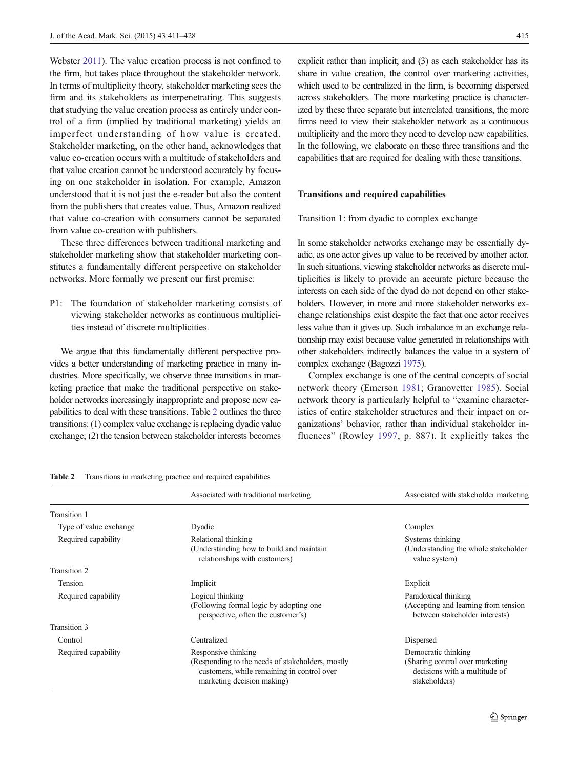Webster 2011). The value creation process is not confined to the firm, but takes place throughout the stakeholder network. In terms of multiplicity theory, stakeholder marketing sees the firm and its stakeholders as interpenetrating. This suggests that studying the value creation process as entirely under control of a firm (implied by traditional marketing) yields an imperfect understanding of how value is created. Stakeholder marketing, on the other hand, acknowledges that value co-creation occurs with a multitude of stakeholders and that value creation cannot be understood accurately by focusing on one stakeholder in isolation. For example, Amazon understood that it is not just the e-reader but also the content from the publishers that creates value. Thus, Amazon realized that value co-creation with consumers cannot be separated from value co-creation with publishers.

These three differences between traditional marketing and stakeholder marketing show that stakeholder marketing constitutes a fundamentally different perspective on stakeholder networks. More formally we present our first premise:

P1: The foundation of stakeholder marketing consists of viewing stakeholder networks as continuous multiplicities instead of discrete multiplicities.

We argue that this fundamentally different perspective provides a better understanding of marketing practice in many industries. More specifically, we observe three transitions in marketing practice that make the traditional perspective on stakeholder networks increasingly inappropriate and propose new capabilities to deal with these transitions. Table 2 outlines the three transitions: (1) complex value exchange is replacing dyadic value exchange; (2) the tension between stakeholder interests becomes explicit rather than implicit; and (3) as each stakeholder has its share in value creation, the control over marketing activities, which used to be centralized in the firm, is becoming dispersed across stakeholders. The more marketing practice is characterized by these three separate but interrelated transitions, the more firms need to view their stakeholder network as a continuous multiplicity and the more they need to develop new capabilities. In the following, we elaborate on these three transitions and the capabilities that are required for dealing with these transitions.

## Transitions and required capabilities

### Transition 1: from dyadic to complex exchange

In some stakeholder networks exchange may be essentially dyadic, as one actor gives up value to be received by another actor. In such situations, viewing stakeholder networks as discrete multiplicities is likely to provide an accurate picture because the interests on each side of the dyad do not depend on other stakeholders. However, in more and more stakeholder networks exchange relationships exist despite the fact that one actor receives less value than it gives up. Such imbalance in an exchange relationship may exist because value generated in relationships with other stakeholders indirectly balances the value in a system of complex exchange (Bagozzi 1975).

Complex exchange is one of the central concepts of social network theory (Emerson 1981; Granovetter 1985). Social network theory is particularly helpful to "examine characteristics of entire stakeholder structures and their impact on organizations' behavior, rather than individual stakeholder influences" (Rowley 1997, p. 887). It explicitly takes the

**Table 2** Transitions in marketing practice and required capabilities

| | Associated with traditional marketing | Associated with stakeholder marketing |
|---|---|---|
| Transition 1 | | |
| Type of value exchange | Dyadic | Complex |
| Required capability | Relational thinking (Understanding how to build and maintain relationships with customers) | Systems thinking (Understanding the whole stakeholder value system) |
| Transition 2 | | |
| Tension | Implicit | Explicit |
| Required capability | Logical thinking (Following formal logic by adopting one perspective, often the customer's) | Paradoxical thinking (Accepting and learning from tension between stakeholder interests) |
| Transition 3 | | |
| Control | Centralized | Dispersed |
| Required capability | Responsive thinking (Responding to the needs of stakeholders, mostly customers, while remaining in control over marketing decision making) | Democratic thinking (Sharing control over marketing decisions with a multitude of stakeholders) |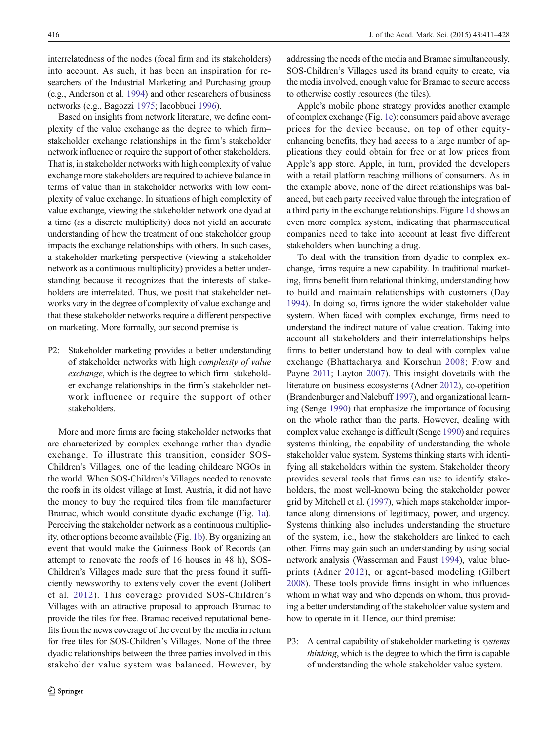interrelatedness of the nodes (focal firm and its stakeholders) into account. As such, it has been an inspiration for researchers of the Industrial Marketing and Purchasing group (e.g., Anderson et al. 1994) and other researchers of business networks (e.g., Bagozzi 1975; Iacobbuci 1996).

Based on insights from network literature, we define complexity of the value exchange as the degree to which firm–stakeholder exchange relationships in the firm's stakeholder network influence or require the support of other stakeholders. That is, in stakeholder networks with high complexity of value exchange more stakeholders are required to achieve balance in terms of value than in stakeholder networks with low complexity of value exchange. In situations of high complexity of value exchange, viewing the stakeholder network one dyad at a time (as a discrete multiplicity) does not yield an accurate understanding of how the treatment of one stakeholder group impacts the exchange relationships with others. In such cases, a stakeholder marketing perspective (viewing a stakeholder network as a continuous multiplicity) provides a better understanding because it recognizes that the interests of stakeholders are interrelated. Thus, we posit that stakeholder networks vary in the degree of complexity of value exchange and that these stakeholder networks require a different perspective on marketing. More formally, our second premise is:

P2: Stakeholder marketing provides a better understanding of stakeholder networks with high *complexity of value exchange*, which is the degree to which firm–stakeholder exchange relationships in the firm's stakeholder network influence or require the support of other stakeholders.

More and more firms are facing stakeholder networks that are characterized by complex exchange rather than dyadic exchange. To illustrate this transition, consider SOS-Children's Villages, one of the leading childcare NGOs in the world. When SOS-Children's Villages needed to renovate the roofs in its oldest village at Imst, Austria, it did not have the money to buy the required tiles from tile manufacturer Bramac, which would constitute dyadic exchange (Fig. 1a). Perceiving the stakeholder network as a continuous multiplicity, other options become available (Fig. 1b). By organizing an event that would make the Guinness Book of Records (an attempt to renovate the roofs of 16 houses in 48 h), SOS-Children's Villages made sure that the press found it sufficiently newsworthy to extensively cover the event (Jolibert et al. 2012). This coverage provided SOS-Children's Villages with an attractive proposal to approach Bramac to provide the tiles for free. Bramac received reputational benefits from the news coverage of the event by the media in return for free tiles for SOS-Children's Villages. None of the three dyadic relationships between the three parties involved in this stakeholder value system was balanced. However, by addressing the needs of the media and Bramac simultaneously, SOS-Children's Villages used its brand equity to create, via the media involved, enough value for Bramac to secure access to otherwise costly resources (the tiles).

Apple's mobile phone strategy provides another example of complex exchange (Fig. 1c): consumers paid above average prices for the device because, on top of other equity-enhancing benefits, they had access to a large number of applications they could obtain for free or at low prices from Apple's app store. Apple, in turn, provided the developers with a retail platform reaching millions of consumers. As in the example above, none of the direct relationships was balanced, but each party received value through the integration of a third party in the exchange relationships. Figure 1d shows an even more complex system, indicating that pharmaceutical companies need to take into account at least five different stakeholders when launching a drug.

To deal with the transition from dyadic to complex exchange, firms require a new capability. In traditional marketing, firms benefit from relational thinking, understanding how to build and maintain relationships with customers (Day 1994). In doing so, firms ignore the wider stakeholder value system. When faced with complex exchange, firms need to understand the indirect nature of value creation. Taking into account all stakeholders and their interrelationships helps firms to better understand how to deal with complex value exchange (Bhattacharya and Korschun 2008; Frow and Payne 2011; Layton 2007). This insight dovetails with the literature on business ecosystems (Adner 2012), co-opetition (Brandenburger and Nalebuff 1997), and organizational learning (Senge 1990) that emphasize the importance of focusing on the whole rather than the parts. However, dealing with complex value exchange is difficult (Senge 1990) and requires systems thinking, the capability of understanding the whole stakeholder value system. Systems thinking starts with identifying all stakeholders within the system. Stakeholder theory provides several tools that firms can use to identify stakeholders, the most well-known being the stakeholder power grid by Mitchell et al. (1997), which maps stakeholder importance along dimensions of legitimacy, power, and urgency. Systems thinking also includes understanding the structure of the system, i.e., how the stakeholders are linked to each other. Firms may gain such an understanding by using social network analysis (Wasserman and Faust 1994), value blueprints (Adner 2012), or agent-based modeling (Gilbert 2008). These tools provide firms insight in who influences whom in what way and who depends on whom, thus providing a better understanding of the stakeholder value system and how to operate in it. Hence, our third premise:

P3: A central capability of stakeholder marketing is *systems thinking*, which is the degree to which the firm is capable of understanding the whole stakeholder value system.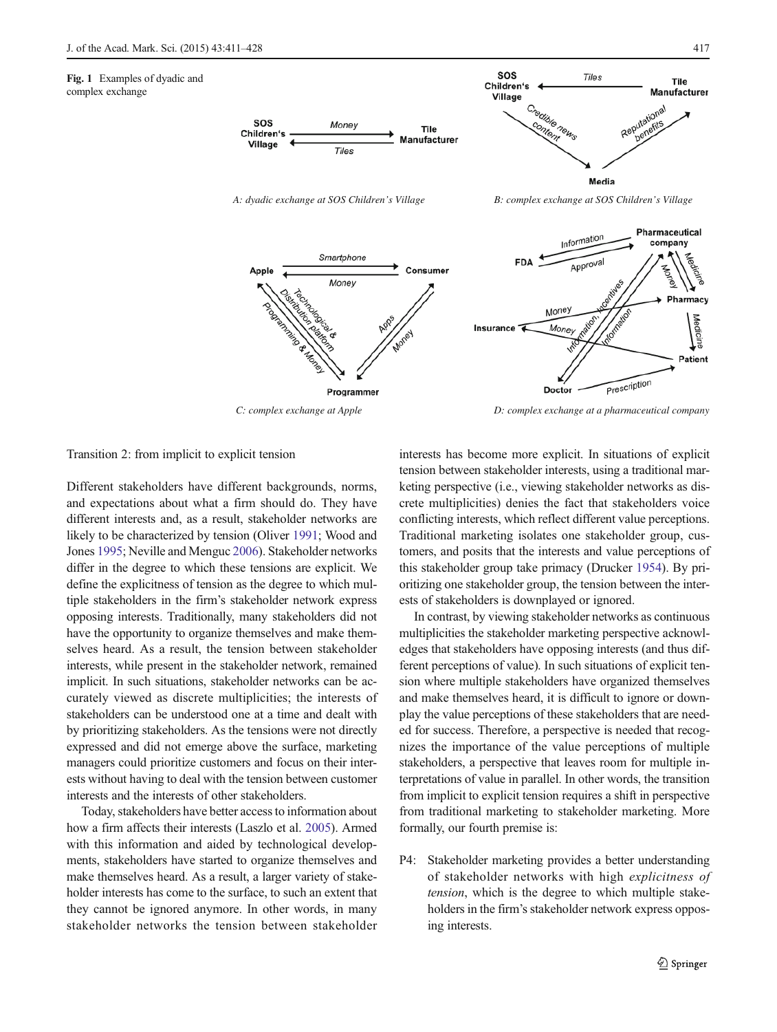**Fig. 1** Examples of dyadic and complex exchange

A: dyadic exchange at SOS Children's Village

B: complex exchange at SOS Children's Village

C: complex exchange at Apple

D: complex exchange at a pharmaceutical company

## Transition 2: from implicit to explicit tension

Different stakeholders have different backgrounds, norms, and expectations about what a firm should do. They have different interests and, as a result, stakeholder networks are likely to be characterized by tension (Oliver 1991; Wood and Jones 1995; Neville and Menguc 2006). Stakeholder networks differ in the degree to which these tensions are explicit. We define the explicitness of tension as the degree to which multiple stakeholders in the firm's stakeholder network express opposing interests. Traditionally, many stakeholders did not have the opportunity to organize themselves and make themselves heard. As a result, the tension between stakeholder interests, while present in the stakeholder network, remained implicit. In such situations, stakeholder networks can be accurately viewed as discrete multiplicities; the interests of stakeholders can be understood one at a time and dealt with by prioritizing stakeholders. As the tensions were not directly expressed and did not emerge above the surface, marketing managers could prioritize customers and focus on their interests without having to deal with the tension between customer interests and the interests of other stakeholders.

Today, stakeholders have better access to information about how a firm affects their interests (Laszlo et al. 2005). Armed with this information and aided by technological developments, stakeholders have started to organize themselves and make themselves heard. As a result, a larger variety of stakeholder interests has come to the surface, to such an extent that they cannot be ignored anymore. In other words, in many stakeholder networks the tension between stakeholder interests has become more explicit. In situations of explicit tension between stakeholder interests, using a traditional marketing perspective (i.e., viewing stakeholder networks as discrete multiplicities) denies the fact that stakeholders voice conflicting interests, which reflect different value perceptions. Traditional marketing isolates one stakeholder group, customers, and posits that the interests and value perceptions of this stakeholder group take primacy (Drucker 1954). By prioritizing one stakeholder group, the tension between the interests of stakeholders is downplayed or ignored.

In contrast, by viewing stakeholder networks as continuous multiplicities the stakeholder marketing perspective acknowledges that stakeholders have opposing interests (and thus different perceptions of value). In such situations of explicit tension where multiple stakeholders have organized themselves and make themselves heard, it is difficult to ignore or downplay the value perceptions of these stakeholders that are needed for success. Therefore, a perspective is needed that recognizes the importance of the value perceptions of multiple stakeholders, a perspective that leaves room for multiple interpretations of value in parallel. In other words, the transition from implicit to explicit tension requires a shift in perspective from traditional marketing to stakeholder marketing. More formally, our fourth premise is:

P4: Stakeholder marketing provides a better understanding of stakeholder networks with high *explicitness of tension*, which is the degree to which multiple stakeholders in the firm's stakeholder network express opposing interests.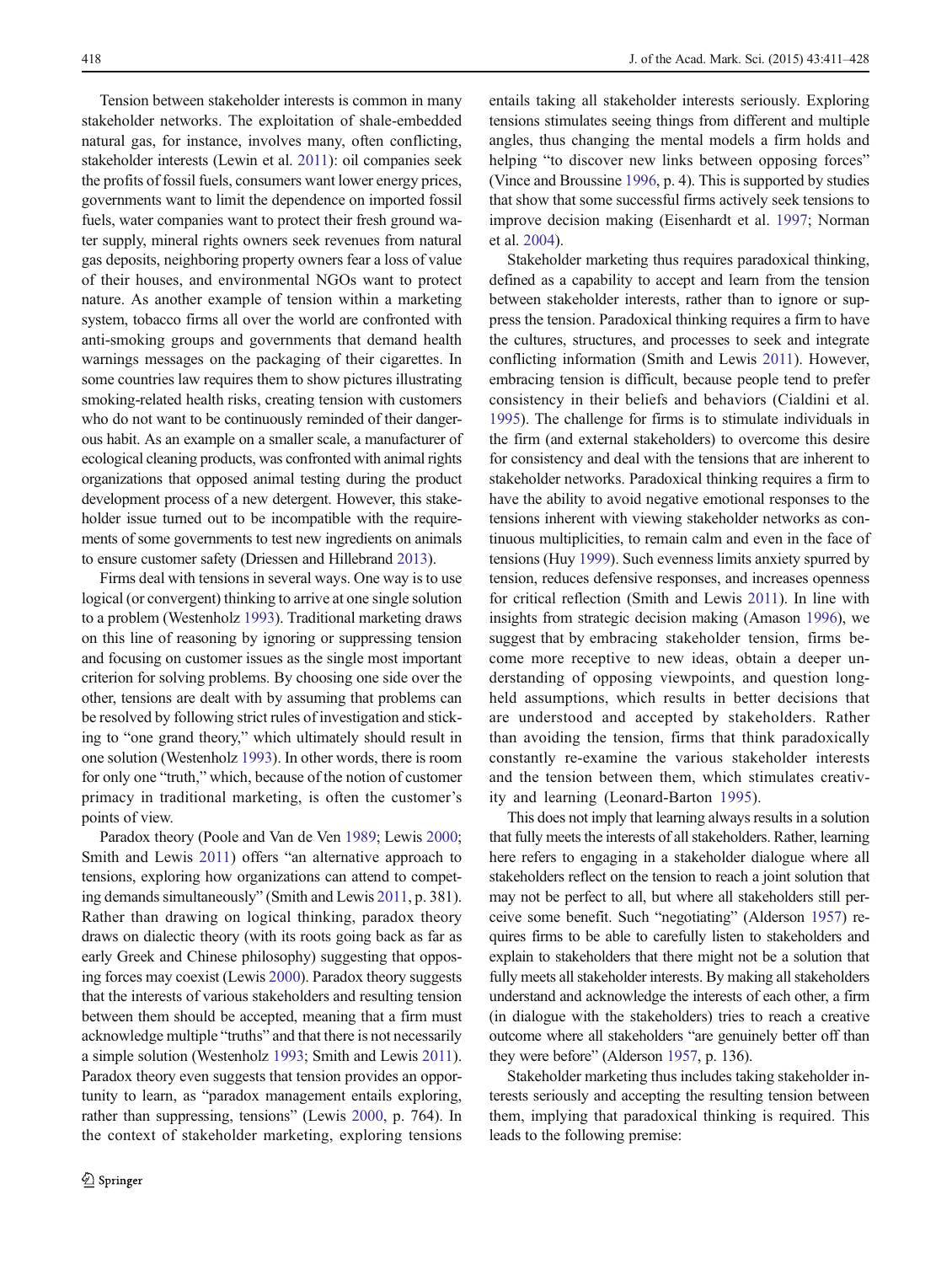Tension between stakeholder interests is common in many stakeholder networks. The exploitation of shale-embedded natural gas, for instance, involves many, often conflicting, stakeholder interests (Lewin et al. 2011): oil companies seek the profits of fossil fuels, consumers want lower energy prices, governments want to limit the dependence on imported fossil fuels, water companies want to protect their fresh ground water supply, mineral rights owners seek revenues from natural gas deposits, neighboring property owners fear a loss of value of their houses, and environmental NGOs want to protect nature. As another example of tension within a marketing system, tobacco firms all over the world are confronted with anti-smoking groups and governments that demand health warnings messages on the packaging of their cigarettes. In some countries law requires them to show pictures illustrating smoking-related health risks, creating tension with customers who do not want to be continuously reminded of their dangerous habit. As an example on a smaller scale, a manufacturer of ecological cleaning products, was confronted with animal rights organizations that opposed animal testing during the product development process of a new detergent. However, this stakeholder issue turned out to be incompatible with the requirements of some governments to test new ingredients on animals to ensure customer safety (Driessen and Hillebrand 2013).

Firms deal with tensions in several ways. One way is to use logical (or convergent) thinking to arrive at one single solution to a problem (Westenholz 1993). Traditional marketing draws on this line of reasoning by ignoring or suppressing tension and focusing on customer issues as the single most important criterion for solving problems. By choosing one side over the other, tensions are dealt with by assuming that problems can be resolved by following strict rules of investigation and sticking to "one grand theory," which ultimately should result in one solution (Westenholz 1993). In other words, there is room for only one "truth," which, because of the notion of customer primacy in traditional marketing, is often the customer's points of view.

Paradox theory (Poole and Van de Ven 1989; Lewis 2000; Smith and Lewis 2011) offers "an alternative approach to tensions, exploring how organizations can attend to competing demands simultaneously" (Smith and Lewis 2011, p. 381). Rather than drawing on logical thinking, paradox theory draws on dialectic theory (with its roots going back as far as early Greek and Chinese philosophy) suggesting that opposing forces may coexist (Lewis 2000). Paradox theory suggests that the interests of various stakeholders and resulting tension between them should be accepted, meaning that a firm must acknowledge multiple "truths" and that there is not necessarily a simple solution (Westenholz 1993; Smith and Lewis 2011). Paradox theory even suggests that tension provides an opportunity to learn, as "paradox management entails exploring, rather than suppressing, tensions" (Lewis 2000, p. 764). In the context of stakeholder marketing, exploring tensions entails taking all stakeholder interests seriously. Exploring tensions stimulates seeing things from different and multiple angles, thus changing the mental models a firm holds and helping "to discover new links between opposing forces" (Vince and Broussine 1996, p. 4). This is supported by studies that show that some successful firms actively seek tensions to improve decision making (Eisenhardt et al. 1997; Norman et al. 2004).

Stakeholder marketing thus requires paradoxical thinking, defined as a capability to accept and learn from the tension between stakeholder interests, rather than to ignore or suppress the tension. Paradoxical thinking requires a firm to have the cultures, structures, and processes to seek and integrate conflicting information (Smith and Lewis 2011). However, embracing tension is difficult, because people tend to prefer consistency in their beliefs and behaviors (Cialdini et al. 1995). The challenge for firms is to stimulate individuals in the firm (and external stakeholders) to overcome this desire for consistency and deal with the tensions that are inherent to stakeholder networks. Paradoxical thinking requires a firm to have the ability to avoid negative emotional responses to the tensions inherent with viewing stakeholder networks as continuous multiplicities, to remain calm and even in the face of tensions (Huy 1999). Such evenness limits anxiety spurred by tension, reduces defensive responses, and increases openness for critical reflection (Smith and Lewis 2011). In line with insights from strategic decision making (Amason 1996), we suggest that by embracing stakeholder tension, firms become more receptive to new ideas, obtain a deeper understanding of opposing viewpoints, and question long-held assumptions, which results in better decisions that are understood and accepted by stakeholders. Rather than avoiding the tension, firms that think paradoxically constantly re-examine the various stakeholder interests and the tension between them, which stimulates creativity and learning (Leonard-Barton 1995).

This does not imply that learning always results in a solution that fully meets the interests of all stakeholders. Rather, learning here refers to engaging in a stakeholder dialogue where all stakeholders reflect on the tension to reach a joint solution that may not be perfect to all, but where all stakeholders still perceive some benefit. Such "negotiating" (Alderson 1957) requires firms to be able to carefully listen to stakeholders and explain to stakeholders that there might not be a solution that fully meets all stakeholder interests. By making all stakeholders understand and acknowledge the interests of each other, a firm (in dialogue with the stakeholders) tries to reach a creative outcome where all stakeholders "are genuinely better off than they were before" (Alderson 1957, p. 136).

Stakeholder marketing thus includes taking stakeholder interests seriously and accepting the resulting tension between them, implying that paradoxical thinking is required. This leads to the following premise: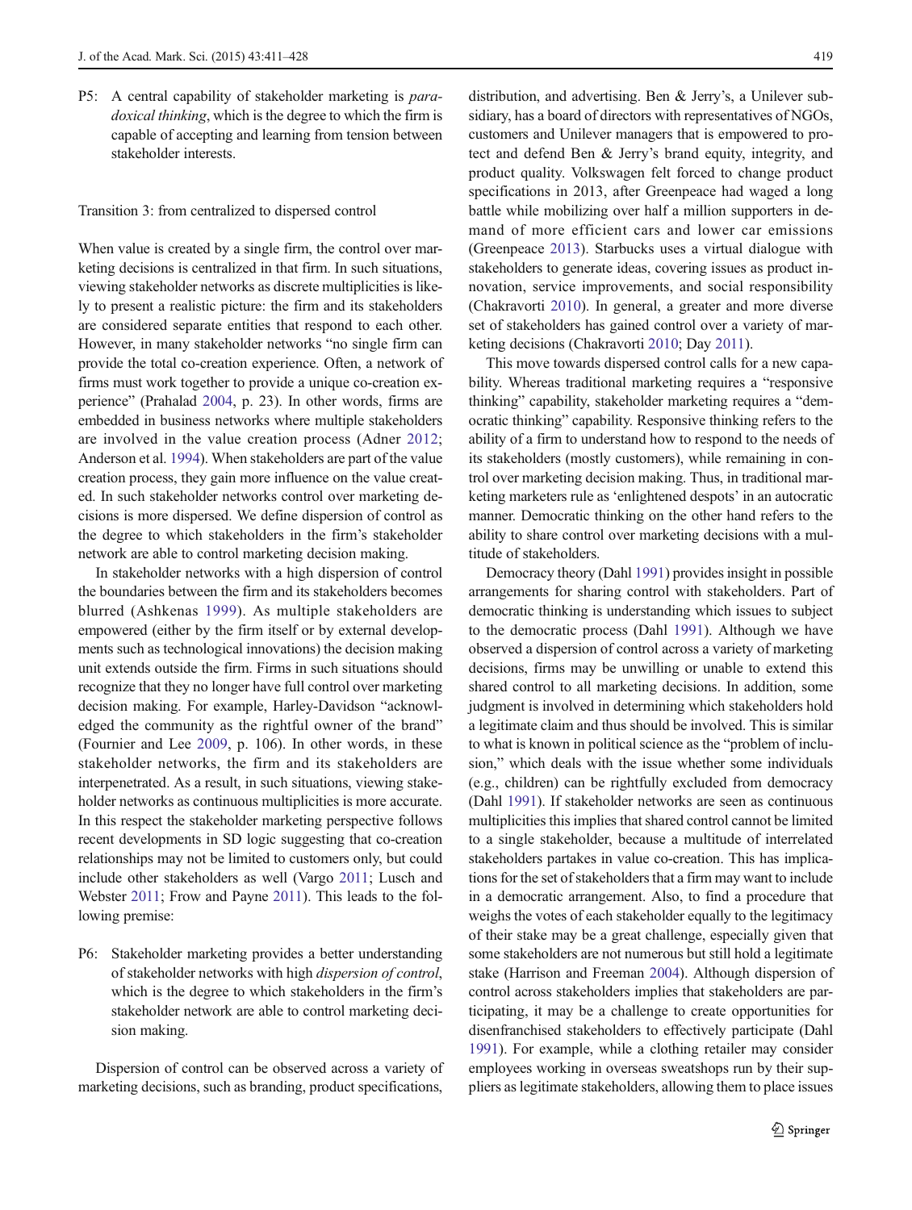P5: A central capability of stakeholder marketing is *paradoxical thinking*, which is the degree to which the firm is capable of accepting and learning from tension between stakeholder interests.

### Transition 3: from centralized to dispersed control

When value is created by a single firm, the control over marketing decisions is centralized in that firm. In such situations, viewing stakeholder networks as discrete multiplicities is likely to present a realistic picture: the firm and its stakeholders are considered separate entities that respond to each other. However, in many stakeholder networks "no single firm can provide the total co-creation experience. Often, a network of firms must work together to provide a unique co-creation experience" (Prahalad 2004, p. 23). In other words, firms are embedded in business networks where multiple stakeholders are involved in the value creation process (Adner 2012; Anderson et al. 1994). When stakeholders are part of the value creation process, they gain more influence on the value created. In such stakeholder networks control over marketing decisions is more dispersed. We define dispersion of control as the degree to which stakeholders in the firm's stakeholder network are able to control marketing decision making.

In stakeholder networks with a high dispersion of control the boundaries between the firm and its stakeholders becomes blurred (Ashkenas 1999). As multiple stakeholders are empowered (either by the firm itself or by external developments such as technological innovations) the decision making unit extends outside the firm. Firms in such situations should recognize that they no longer have full control over marketing decision making. For example, Harley-Davidson "acknowledged the community as the rightful owner of the brand" (Fournier and Lee 2009, p. 106). In other words, in these stakeholder networks, the firm and its stakeholders are interpenetrated. As a result, in such situations, viewing stakeholder networks as continuous multiplicities is more accurate. In this respect the stakeholder marketing perspective follows recent developments in SD logic suggesting that co-creation relationships may not be limited to customers only, but could include other stakeholders as well (Vargo 2011; Lusch and Webster 2011; Frow and Payne 2011). This leads to the following premise:

P6: Stakeholder marketing provides a better understanding of stakeholder networks with high *dispersion of control*, which is the degree to which stakeholders in the firm's stakeholder network are able to control marketing decision making.

Dispersion of control can be observed across a variety of marketing decisions, such as branding, product specifications, distribution, and advertising. Ben & Jerry's, a Unilever subsidiary, has a board of directors with representatives of NGOs, customers and Unilever managers that is empowered to protect and defend Ben & Jerry's brand equity, integrity, and product quality. Volkswagen felt forced to change product specifications in 2013, after Greenpeace had waged a long battle while mobilizing over half a million supporters in demand of more efficient cars and lower car emissions (Greenpeace 2013). Starbucks uses a virtual dialogue with stakeholders to generate ideas, covering issues as product innovation, service improvements, and social responsibility (Chakravorti 2010). In general, a greater and more diverse set of stakeholders has gained control over a variety of marketing decisions (Chakravorti 2010; Day 2011).

This move towards dispersed control calls for a new capability. Whereas traditional marketing requires a "responsive thinking" capability, stakeholder marketing requires a "democratic thinking" capability. Responsive thinking refers to the ability of a firm to understand how to respond to the needs of its stakeholders (mostly customers), while remaining in control over marketing decision making. Thus, in traditional marketing marketers rule as 'enlightened despots' in an autocratic manner. Democratic thinking on the other hand refers to the ability to share control over marketing decisions with a multitude of stakeholders.

Democracy theory (Dahl 1991) provides insight in possible arrangements for sharing control with stakeholders. Part of democratic thinking is understanding which issues to subject to the democratic process (Dahl 1991). Although we have observed a dispersion of control across a variety of marketing decisions, firms may be unwilling or unable to extend this shared control to all marketing decisions. In addition, some judgment is involved in determining which stakeholders hold a legitimate claim and thus should be involved. This is similar to what is known in political science as the "problem of inclusion," which deals with the issue whether some individuals (e.g., children) can be rightfully excluded from democracy (Dahl 1991). If stakeholder networks are seen as continuous multiplicities this implies that shared control cannot be limited to a single stakeholder, because a multitude of interrelated stakeholders partakes in value co-creation. This has implications for the set of stakeholders that a firm may want to include in a democratic arrangement. Also, to find a procedure that weighs the votes of each stakeholder equally to the legitimacy of their stake may be a great challenge, especially given that some stakeholders are not numerous but still hold a legitimate stake (Harrison and Freeman 2004). Although dispersion of control across stakeholders implies that stakeholders are participating, it may be a challenge to create opportunities for disenfranchised stakeholders to effectively participate (Dahl 1991). For example, while a clothing retailer may consider employees working in overseas sweatshops run by their suppliers as legitimate stakeholders, allowing them to place issues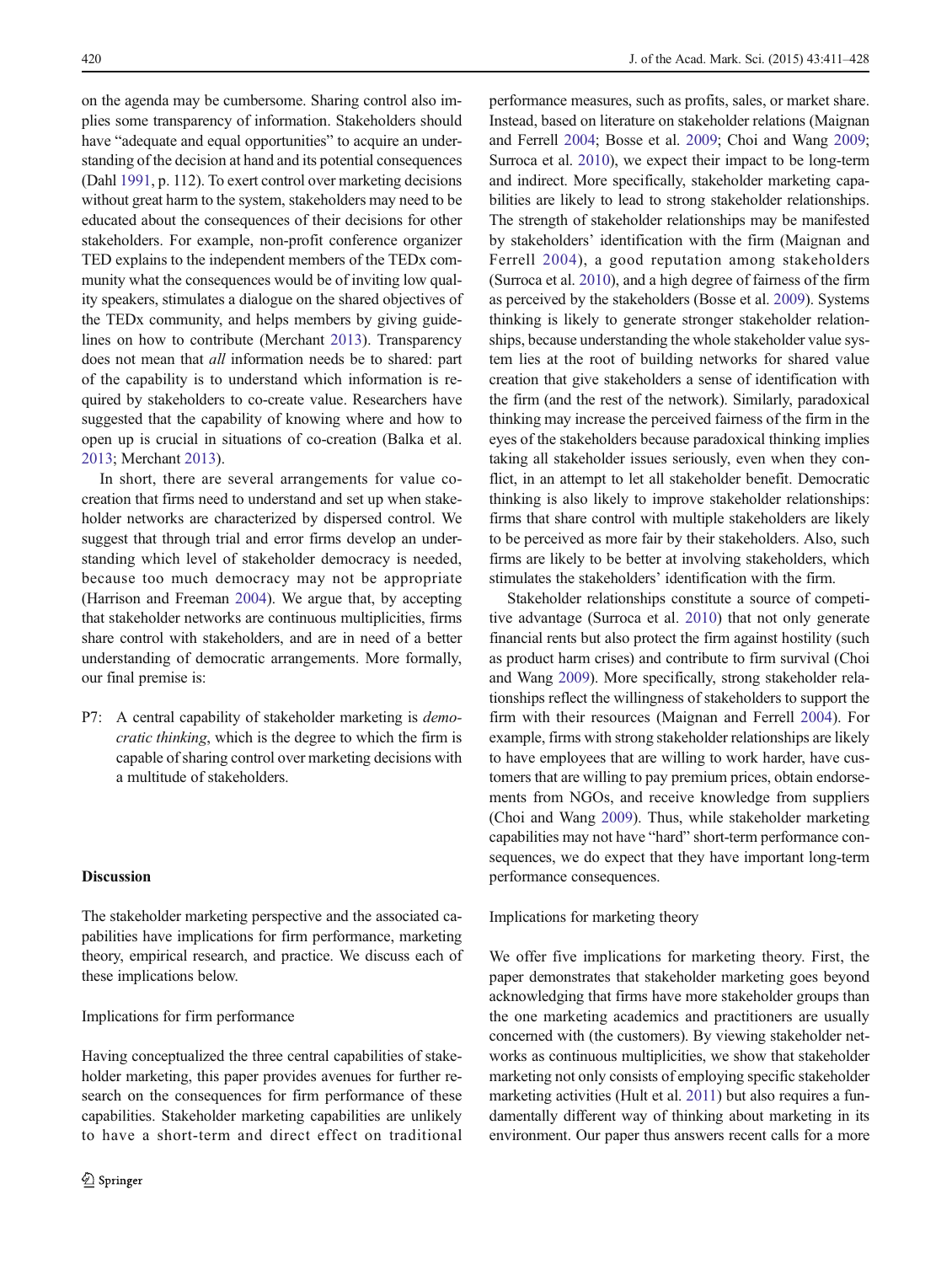on the agenda may be cumbersome. Sharing control also implies some transparency of information. Stakeholders should have "adequate and equal opportunities" to acquire an understanding of the decision at hand and its potential consequences (Dahl 1991, p. 112). To exert control over marketing decisions without great harm to the system, stakeholders may need to be educated about the consequences of their decisions for other stakeholders. For example, non-profit conference organizer TED explains to the independent members of the TEDx community what the consequences would be of inviting low quality speakers, stimulates a dialogue on the shared objectives of the TEDx community, and helps members by giving guidelines on how to contribute (Merchant 2013). Transparency does not mean that *all* information needs be to shared: part of the capability is to understand which information is required by stakeholders to co-create value. Researchers have suggested that the capability of knowing where and how to open up is crucial in situations of co-creation (Balka et al. 2013; Merchant 2013).

In short, there are several arrangements for value co-creation that firms need to understand and set up when stakeholder networks are characterized by dispersed control. We suggest that through trial and error firms develop an understanding which level of stakeholder democracy is needed, because too much democracy may not be appropriate (Harrison and Freeman 2004). We argue that, by accepting that stakeholder networks are continuous multiplicities, firms share control with stakeholders, and are in need of a better understanding of democratic arrangements. More formally, our final premise is:

P7: A central capability of stakeholder marketing is *democratic thinking*, which is the degree to which the firm is capable of sharing control over marketing decisions with a multitude of stakeholders.

## Discussion

The stakeholder marketing perspective and the associated capabilities have implications for firm performance, marketing theory, empirical research, and practice. We discuss each of these implications below.

### Implications for firm performance

Having conceptualized the three central capabilities of stakeholder marketing, this paper provides avenues for further research on the consequences for firm performance of these capabilities. Stakeholder marketing capabilities are unlikely to have a short-term and direct effect on traditional performance measures, such as profits, sales, or market share. Instead, based on literature on stakeholder relations (Maignan and Ferrell 2004; Bosse et al. 2009; Choi and Wang 2009; Surroca et al. 2010), we expect their impact to be long-term and indirect. More specifically, stakeholder marketing capabilities are likely to lead to strong stakeholder relationships. The strength of stakeholder relationships may be manifested by stakeholders' identification with the firm (Maignan and Ferrell 2004), a good reputation among stakeholders (Surroca et al. 2010), and a high degree of fairness of the firm as perceived by the stakeholders (Bosse et al. 2009). Systems thinking is likely to generate stronger stakeholder relationships, because understanding the whole stakeholder value system lies at the root of building networks for shared value creation that give stakeholders a sense of identification with the firm (and the rest of the network). Similarly, paradoxical thinking may increase the perceived fairness of the firm in the eyes of the stakeholders because paradoxical thinking implies taking all stakeholder issues seriously, even when they conflict, in an attempt to let all stakeholder benefit. Democratic thinking is also likely to improve stakeholder relationships: firms that share control with multiple stakeholders are likely to be perceived as more fair by their stakeholders. Also, such firms are likely to be better at involving stakeholders, which stimulates the stakeholders' identification with the firm.

Stakeholder relationships constitute a source of competitive advantage (Surroca et al. 2010) that not only generate financial rents but also protect the firm against hostility (such as product harm crises) and contribute to firm survival (Choi and Wang 2009). More specifically, strong stakeholder relationships reflect the willingness of stakeholders to support the firm with their resources (Maignan and Ferrell 2004). For example, firms with strong stakeholder relationships are likely to have employees that are willing to work harder, have customers that are willing to pay premium prices, obtain endorsements from NGOs, and receive knowledge from suppliers (Choi and Wang 2009). Thus, while stakeholder marketing capabilities may not have "hard" short-term performance consequences, we do expect that they have important long-term performance consequences.

### Implications for marketing theory

We offer five implications for marketing theory. First, the paper demonstrates that stakeholder marketing goes beyond acknowledging that firms have more stakeholder groups than the one marketing academics and practitioners are usually concerned with (the customers). By viewing stakeholder networks as continuous multiplicities, we show that stakeholder marketing not only consists of employing specific stakeholder marketing activities (Hult et al. 2011) but also requires a fundamentally different way of thinking about marketing in its environment. Our paper thus answers recent calls for a more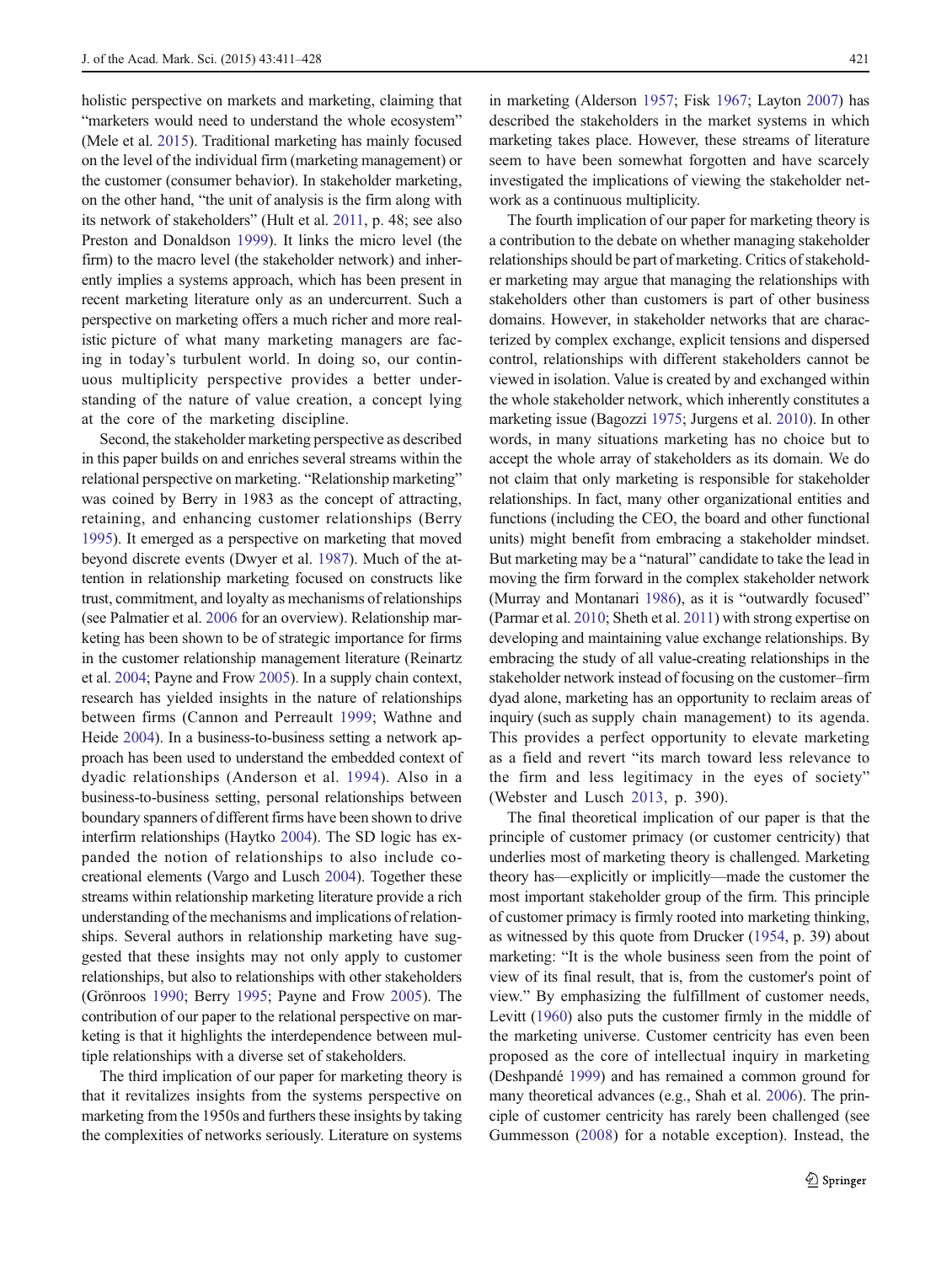holistic perspective on markets and marketing, claiming that "marketers would need to understand the whole ecosystem" (Mele et al. 2015). Traditional marketing has mainly focused on the level of the individual firm (marketing management) or the customer (consumer behavior). In stakeholder marketing, on the other hand, "the unit of analysis is the firm along with its network of stakeholders" (Hult et al. 2011, p. 48; see also Preston and Donaldson 1999). It links the micro level (the firm) to the macro level (the stakeholder network) and inherently implies a systems approach, which has been present in recent marketing literature only as an undercurrent. Such a perspective on marketing offers a much richer and more realistic picture of what many marketing managers are facing in today's turbulent world. In doing so, our continuous multiplicity perspective provides a better understanding of the nature of value creation, a concept lying at the core of the marketing discipline.

Second, the stakeholder marketing perspective as described in this paper builds on and enriches several streams within the relational perspective on marketing. "Relationship marketing" was coined by Berry in 1983 as the concept of attracting, retaining, and enhancing customer relationships (Berry 1995). It emerged as a perspective on marketing that moved beyond discrete events (Dwyer et al. 1987). Much of the attention in relationship marketing focused on constructs like trust, commitment, and loyalty as mechanisms of relationships (see Palmatier et al. 2006 for an overview). Relationship marketing has been shown to be of strategic importance for firms in the customer relationship management literature (Reinartz et al. 2004; Payne and Frow 2005). In a supply chain context, research has yielded insights in the nature of relationships between firms (Cannon and Perreault 1999; Wathne and Heide 2004). In a business-to-business setting a network approach has been used to understand the embedded context of dyadic relationships (Anderson et al. 1994). Also in a business-to-business setting, personal relationships between boundary spanners of different firms have been shown to drive interfirm relationships (Haytko 2004). The SD logic has expanded the notion of relationships to also include co-creational elements (Vargo and Lusch 2004). Together these streams within relationship marketing literature provide a rich understanding of the mechanisms and implications of relationships. Several authors in relationship marketing have suggested that these insights may not only apply to customer relationships, but also to relationships with other stakeholders (Grönroos 1990; Berry 1995; Payne and Frow 2005). The contribution of our paper to the relational perspective on marketing is that it highlights the interdependence between multiple relationships with a diverse set of stakeholders.

The third implication of our paper for marketing theory is that it revitalizes insights from the systems perspective on marketing from the 1950s and furthers these insights by taking the complexities of networks seriously. Literature on systems in marketing (Alderson 1957; Fisk 1967; Layton 2007) has described the stakeholders in the market systems in which marketing takes place. However, these streams of literature seem to have been somewhat forgotten and have scarcely investigated the implications of viewing the stakeholder network as a continuous multiplicity.

The fourth implication of our paper for marketing theory is a contribution to the debate on whether managing stakeholder relationships should be part of marketing. Critics of stakeholder marketing may argue that managing the relationships with stakeholders other than customers is part of other business domains. However, in stakeholder networks that are characterized by complex exchange, explicit tensions and dispersed control, relationships with different stakeholders cannot be viewed in isolation. Value is created by and exchanged within the whole stakeholder network, which inherently constitutes a marketing issue (Bagozzi 1975; Jurgens et al. 2010). In other words, in many situations marketing has no choice but to accept the whole array of stakeholders as its domain. We do not claim that only marketing is responsible for stakeholder relationships. In fact, many other organizational entities and functions (including the CEO, the board and other functional units) might benefit from embracing a stakeholder mindset. But marketing may be a "natural" candidate to take the lead in moving the firm forward in the complex stakeholder network (Murray and Montanari 1986), as it is "outwardly focused" (Parmar et al. 2010; Sheth et al. 2011) with strong expertise on developing and maintaining value exchange relationships. By embracing the study of all value-creating relationships in the stakeholder network instead of focusing on the customer–firm dyad alone, marketing has an opportunity to reclaim areas of inquiry (such as supply chain management) to its agenda. This provides a perfect opportunity to elevate marketing as a field and revert "its march toward less relevance to the firm and less legitimacy in the eyes of society" (Webster and Lusch 2013, p. 390).

The final theoretical implication of our paper is that the principle of customer primacy (or customer centricity) that underlies most of marketing theory is challenged. Marketing theory has—explicitly or implicitly—made the customer the most important stakeholder group of the firm. This principle of customer primacy is firmly rooted into marketing thinking, as witnessed by this quote from Drucker (1954, p. 39) about marketing: "It is the whole business seen from the point of view of its final result, that is, from the customer's point of view." By emphasizing the fulfillment of customer needs, Levitt (1960) also puts the customer firmly in the middle of the marketing universe. Customer centricity has even been proposed as the core of intellectual inquiry in marketing (Deshpandé 1999) and has remained a common ground for many theoretical advances (e.g., Shah et al. 2006). The principle of customer centricity has rarely been challenged (see Gummesson (2008) for a notable exception). Instead, the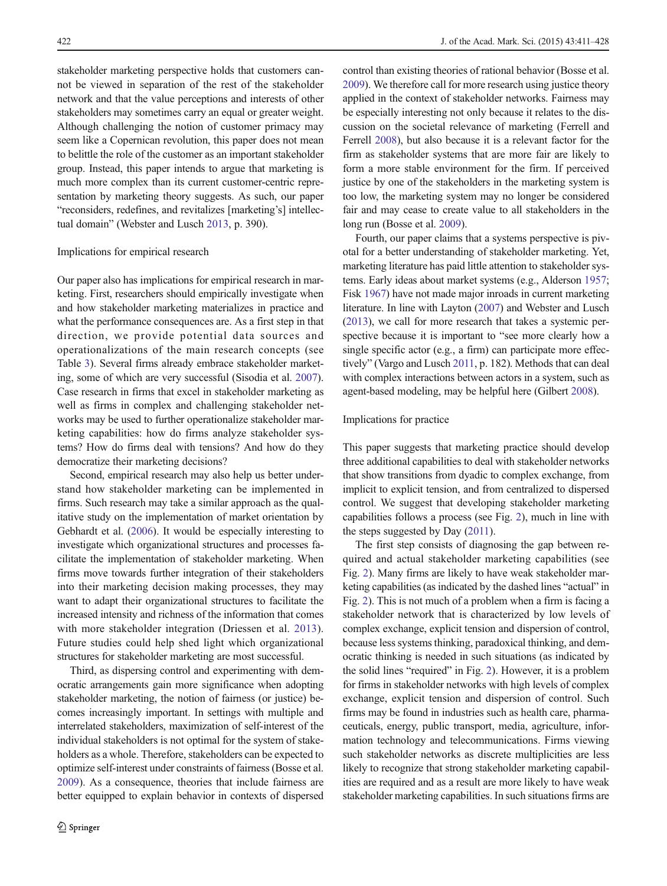stakeholder marketing perspective holds that customers cannot be viewed in separation of the rest of the stakeholder network and that the value perceptions and interests of other stakeholders may sometimes carry an equal or greater weight. Although challenging the notion of customer primacy may seem like a Copernican revolution, this paper does not mean to belittle the role of the customer as an important stakeholder group. Instead, this paper intends to argue that marketing is much more complex than its current customer-centric representation by marketing theory suggests. As such, our paper "reconsiders, redefines, and revitalizes [marketing's] intellectual domain" (Webster and Lusch 2013, p. 390).

### Implications for empirical research

Our paper also has implications for empirical research in marketing. First, researchers should empirically investigate when and how stakeholder marketing materializes in practice and what the performance consequences are. As a first step in that direction, we provide potential data sources and operationalizations of the main research concepts (see Table 3). Several firms already embrace stakeholder marketing, some of which are very successful (Sisodia et al. 2007). Case research in firms that excel in stakeholder marketing as well as firms in complex and challenging stakeholder networks may be used to further operationalize stakeholder marketing capabilities: how do firms analyze stakeholder systems? How do firms deal with tensions? And how do they democratize their marketing decisions?

Second, empirical research may also help us better understand how stakeholder marketing can be implemented in firms. Such research may take a similar approach as the qualitative study on the implementation of market orientation by Gebhardt et al. (2006). It would be especially interesting to investigate which organizational structures and processes facilitate the implementation of stakeholder marketing. When firms move towards further integration of their stakeholders into their marketing decision making processes, they may want to adapt their organizational structures to facilitate the increased intensity and richness of the information that comes with more stakeholder integration (Driessen et al. 2013). Future studies could help shed light which organizational structures for stakeholder marketing are most successful.

Third, as dispersing control and experimenting with democratic arrangements gain more significance when adopting stakeholder marketing, the notion of fairness (or justice) becomes increasingly important. In settings with multiple and interrelated stakeholders, maximization of self-interest of the individual stakeholders is not optimal for the system of stakeholders as a whole. Therefore, stakeholders can be expected to optimize self-interest under constraints of fairness (Bosse et al. 2009). As a consequence, theories that include fairness are better equipped to explain behavior in contexts of dispersed control than existing theories of rational behavior (Bosse et al. 2009). We therefore call for more research using justice theory applied in the context of stakeholder networks. Fairness may be especially interesting not only because it relates to the discussion on the societal relevance of marketing (Ferrell and Ferrell 2008), but also because it is a relevant factor for the firm as stakeholder systems that are more fair are likely to form a more stable environment for the firm. If perceived justice by one of the stakeholders in the marketing system is too low, the marketing system may no longer be considered fair and may cease to create value to all stakeholders in the long run (Bosse et al. 2009).

Fourth, our paper claims that a systems perspective is pivotal for a better understanding of stakeholder marketing. Yet, marketing literature has paid little attention to stakeholder systems. Early ideas about market systems (e.g., Alderson 1957; Fisk 1967) have not made major inroads in current marketing literature. In line with Layton (2007) and Webster and Lusch (2013), we call for more research that takes a systemic perspective because it is important to "see more clearly how a single specific actor (e.g., a firm) can participate more effectively" (Vargo and Lusch 2011, p. 182). Methods that can deal with complex interactions between actors in a system, such as agent-based modeling, may be helpful here (Gilbert 2008).

### Implications for practice

This paper suggests that marketing practice should develop three additional capabilities to deal with stakeholder networks that show transitions from dyadic to complex exchange, from implicit to explicit tension, and from centralized to dispersed control. We suggest that developing stakeholder marketing capabilities follows a process (see Fig. 2), much in line with the steps suggested by Day (2011).

The first step consists of diagnosing the gap between required and actual stakeholder marketing capabilities (see Fig. 2). Many firms are likely to have weak stakeholder marketing capabilities (as indicated by the dashed lines "actual" in Fig. 2). This is not much of a problem when a firm is facing a stakeholder network that is characterized by low levels of complex exchange, explicit tension and dispersion of control, because less systems thinking, paradoxical thinking, and democratic thinking is needed in such situations (as indicated by the solid lines "required" in Fig. 2). However, it is a problem for firms in stakeholder networks with high levels of complex exchange, explicit tension and dispersion of control. Such firms may be found in industries such as health care, pharmaceuticals, energy, public transport, media, agriculture, information technology and telecommunications. Firms viewing such stakeholder networks as discrete multiplicities are less likely to recognize that strong stakeholder marketing capabilities are required and as a result are more likely to have weak stakeholder marketing capabilities. In such situations firms are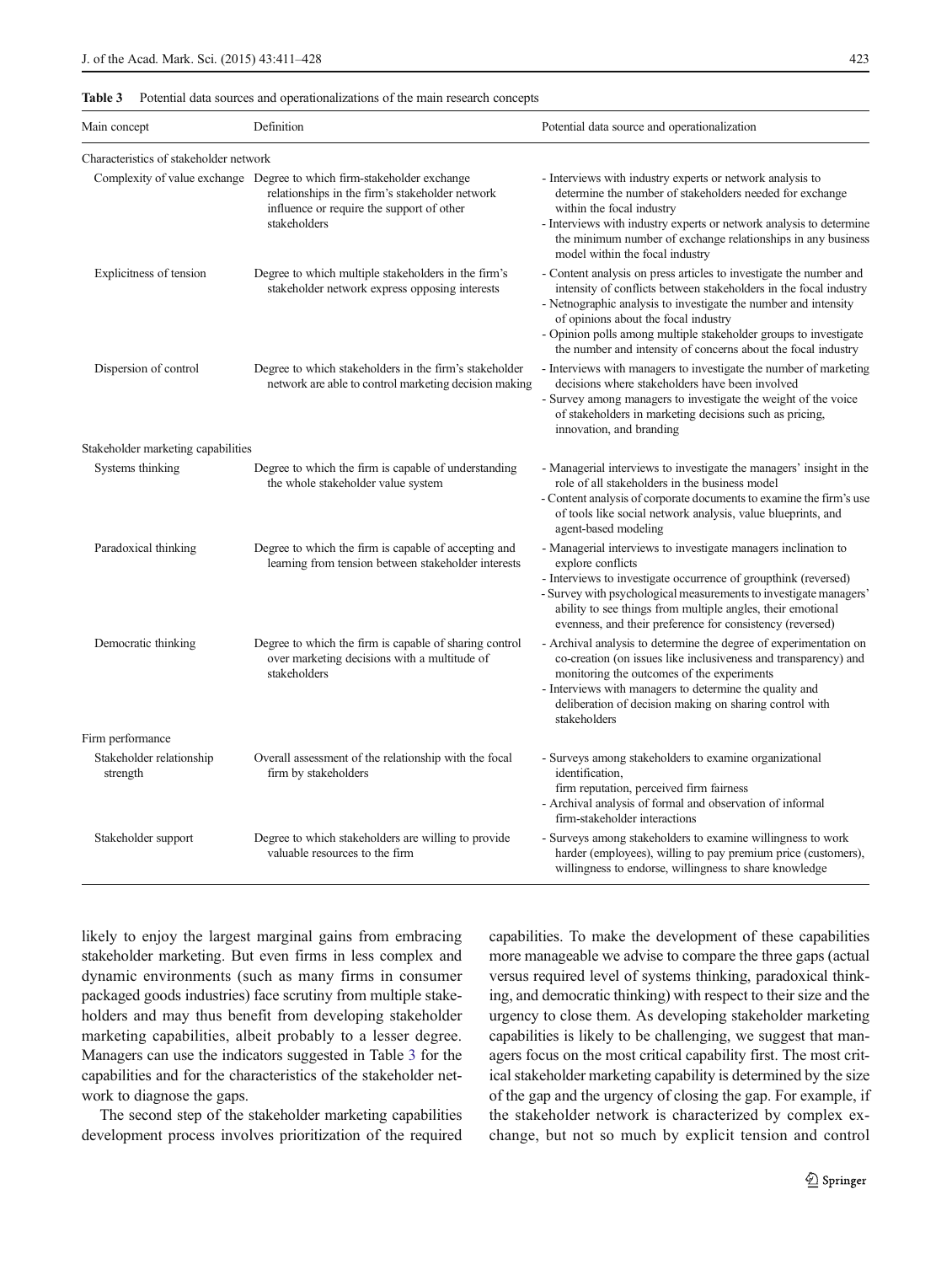**Table 3** Potential data sources and operationalizations of the main research concepts

| Main concept | Definition | Potential data source and operationalization |
|---|---|---|
| Characteristics of stakeholder network | | |
| Complexity of value exchange | Degree to which firm-stakeholder exchange relationships in the firm's stakeholder network influence or require the support of other stakeholders | - Interviews with industry experts or network analysis to determine the number of stakeholders needed for exchange within the focal industry<br>- Interviews with industry experts or network analysis to determine the minimum number of exchange relationships in any business model within the focal industry |
| Explicitness of tension | Degree to which multiple stakeholders in the firm's stakeholder network express opposing interests | - Content analysis on press articles to investigate the number and intensity of conflicts between stakeholders in the focal industry<br>- Netnographic analysis to investigate the number and intensity of opinions about the focal industry<br>- Opinion polls among multiple stakeholder groups to investigate the number and intensity of concerns about the focal industry |
| Dispersion of control | Degree to which stakeholders in the firm's stakeholder network are able to control marketing decision making | - Interviews with managers to investigate the number of marketing decisions where stakeholders have been involved<br>- Survey among managers to investigate the weight of the voice of stakeholders in marketing decisions such as pricing, innovation, and branding |
| Stakeholder marketing capabilities | | |
| Systems thinking | Degree to which the firm is capable of understanding the whole stakeholder value system | - Managerial interviews to investigate the managers' insight in the role of all stakeholders in the business model<br>- Content analysis of corporate documents to examine the firm's use of tools like social network analysis, value blueprints, and agent-based modeling |
| Paradoxical thinking | Degree to which the firm is capable of accepting and learning from tension between stakeholder interests | - Managerial interviews to investigate managers inclination to explore conflicts<br>- Interviews to investigate occurrence of groupthink (reversed)<br>- Survey with psychological measurements to investigate managers' ability to see things from multiple angles, their emotional evenness, and their preference for consistency (reversed) |
| Democratic thinking | Degree to which the firm is capable of sharing control over marketing decisions with a multitude of stakeholders | - Archival analysis to determine the degree of experimentation on co-creation (on issues like inclusiveness and transparency) and monitoring the outcomes of the experiments<br>- Interviews with managers to determine the quality and deliberation of decision making on sharing control with stakeholders |
| Firm performance | | |
| Stakeholder relationship strength | Overall assessment of the relationship with the focal firm by stakeholders | - Surveys among stakeholders to examine organizational identification, firm reputation, perceived firm fairness<br>- Archival analysis of formal and observation of informal firm-stakeholder interactions |
| Stakeholder support | Degree to which stakeholders are willing to provide valuable resources to the firm | - Surveys among stakeholders to examine willingness to work harder (employees), willing to pay premium price (customers), willingness to endorse, willingness to share knowledge |

likely to enjoy the largest marginal gains from embracing stakeholder marketing. But even firms in less complex and dynamic environments (such as many firms in consumer packaged goods industries) face scrutiny from multiple stakeholders and may thus benefit from developing stakeholder marketing capabilities, albeit probably to a lesser degree. Managers can use the indicators suggested in Table 3 for the capabilities and for the characteristics of the stakeholder network to diagnose the gaps.

The second step of the stakeholder marketing capabilities development process involves prioritization of the required capabilities. To make the development of these capabilities more manageable we advise to compare the three gaps (actual versus required level of systems thinking, paradoxical thinking, and democratic thinking) with respect to their size and the urgency to close them. As developing stakeholder marketing capabilities is likely to be challenging, we suggest that managers focus on the most critical capability first. The most critical stakeholder marketing capability is determined by the size of the gap and the urgency of closing the gap. For example, if the stakeholder network is characterized by complex exchange, but not so much by explicit tension and control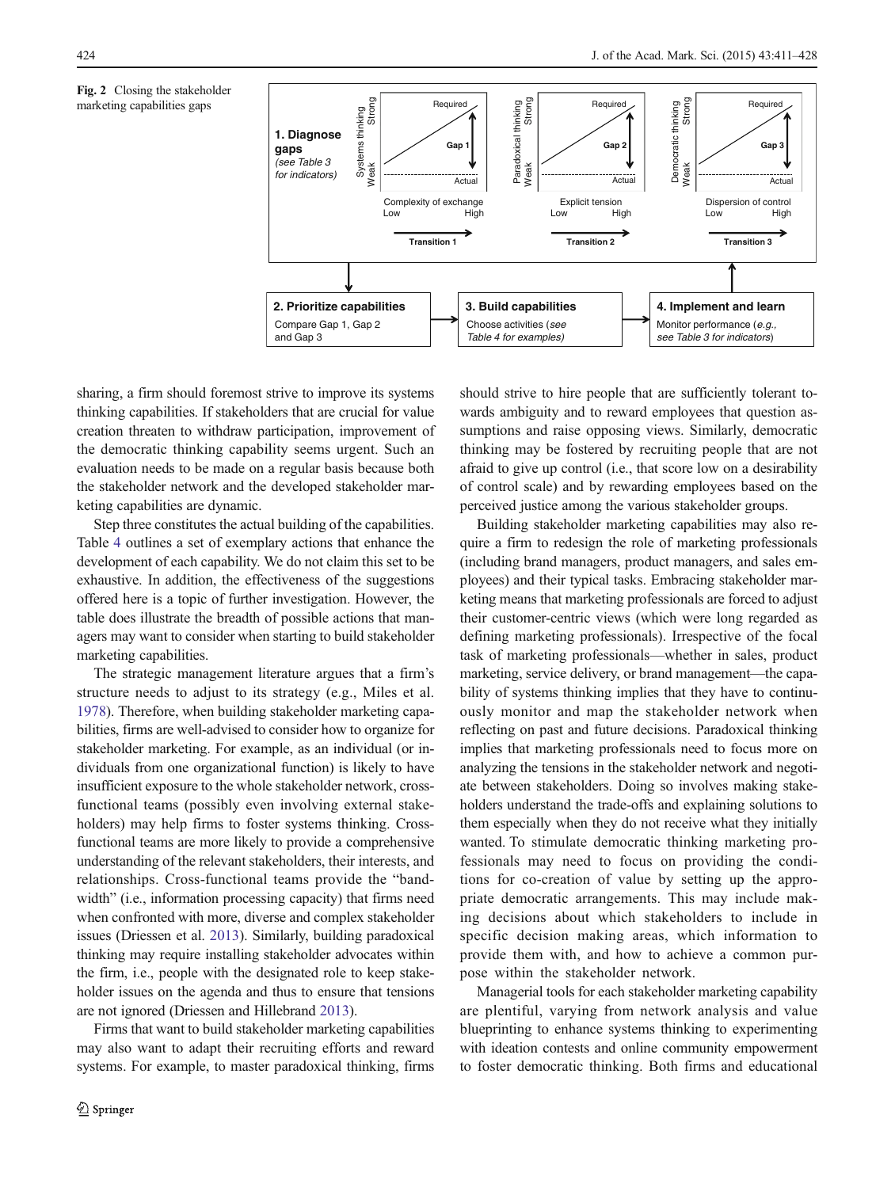Fig. 2 Closing the stakeholder marketing capabilities gaps

sharing, a firm should foremost strive to improve its systems thinking capabilities. If stakeholders that are crucial for value creation threaten to withdraw participation, improvement of the democratic thinking capability seems urgent. Such an evaluation needs to be made on a regular basis because both the stakeholder network and the developed stakeholder marketing capabilities are dynamic.

Step three constitutes the actual building of the capabilities. Table 4 outlines a set of exemplary actions that enhance the development of each capability. We do not claim this set to be exhaustive. In addition, the effectiveness of the suggestions offered here is a topic of further investigation. However, the table does illustrate the breadth of possible actions that managers may want to consider when starting to build stakeholder marketing capabilities.

The strategic management literature argues that a firm's structure needs to adjust to its strategy (e.g., Miles et al. 1978). Therefore, when building stakeholder marketing capabilities, firms are well-advised to consider how to organize for stakeholder marketing. For example, as an individual (or individuals from one organizational function) is likely to have insufficient exposure to the whole stakeholder network, cross-functional teams (possibly even involving external stakeholders) may help firms to foster systems thinking. Cross-functional teams are more likely to provide a comprehensive understanding of the relevant stakeholders, their interests, and relationships. Cross-functional teams provide the "bandwidth" (i.e., information processing capacity) that firms need when confronted with more, diverse and complex stakeholder issues (Driessen et al. 2013). Similarly, building paradoxical thinking may require installing stakeholder advocates within the firm, i.e., people with the designated role to keep stakeholder issues on the agenda and thus to ensure that tensions are not ignored (Driessen and Hillebrand 2013).

Firms that want to build stakeholder marketing capabilities may also want to adapt their recruiting efforts and reward systems. For example, to master paradoxical thinking, firms should strive to hire people that are sufficiently tolerant towards ambiguity and to reward employees that question assumptions and raise opposing views. Similarly, democratic thinking may be fostered by recruiting people that are not afraid to give up control (i.e., that score low on a desirability of control scale) and by rewarding employees based on the perceived justice among the various stakeholder groups.

Building stakeholder marketing capabilities may also require a firm to redesign the role of marketing professionals (including brand managers, product managers, and sales employees) and their typical tasks. Embracing stakeholder marketing means that marketing professionals are forced to adjust their customer-centric views (which were long regarded as defining marketing professionals). Irrespective of the focal task of marketing professionals—whether in sales, product marketing, service delivery, or brand management—the capability of systems thinking implies that they have to continuously monitor and map the stakeholder network when reflecting on past and future decisions. Paradoxical thinking implies that marketing professionals need to focus more on analyzing the tensions in the stakeholder network and negotiate between stakeholders. Doing so involves making stakeholders understand the trade-offs and explaining solutions to them especially when they do not receive what they initially wanted. To stimulate democratic thinking marketing professionals may need to focus on providing the conditions for co-creation of value by setting up the appropriate democratic arrangements. This may include making decisions about which stakeholders to include in specific decision making areas, which information to provide them with, and how to achieve a common purpose within the stakeholder network.

Managerial tools for each stakeholder marketing capability are plentiful, varying from network analysis and value blueprinting to enhance systems thinking to experimenting with ideation contests and online community empowerment to foster democratic thinking. Both firms and educational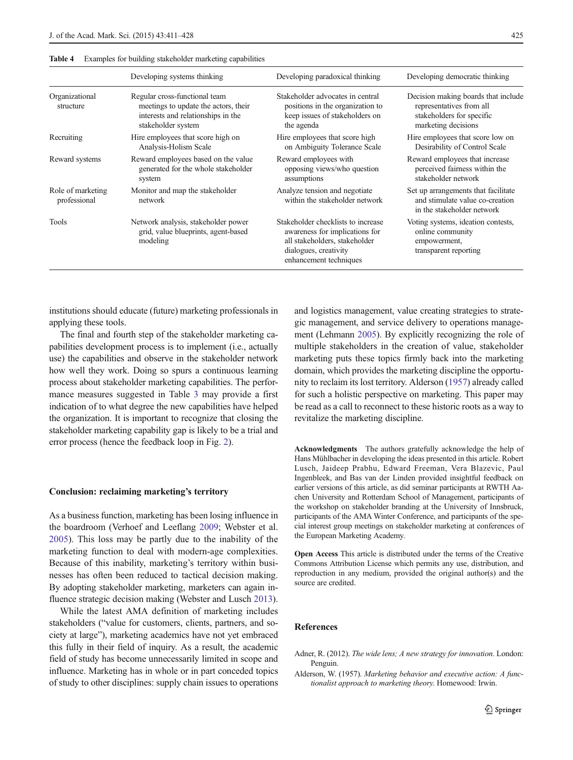**Table 4** Examples for building stakeholder marketing capabilities

| | Developing systems thinking | Developing paradoxical thinking | Developing democratic thinking |
|---|---|---|---|
| Organizational structure | Regular cross-functional team meetings to update the actors, their interests and relationships in the stakeholder system | Stakeholder advocates in central positions in the organization to keep issues of stakeholders on the agenda | Decision making boards that include representatives from all stakeholders for specific marketing decisions |
| Recruiting | Hire employees that score high on Analysis-Holism Scale | Hire employees that score high on Ambiguity Tolerance Scale | Hire employees that score low on Desirability of Control Scale |
| Reward systems | Reward employees based on the value generated for the whole stakeholder system | Reward employees with opposing views/who question assumptions | Reward employees that increase perceived fairness within the stakeholder network |
| Role of marketing professional | Monitor and map the stakeholder network | Analyze tension and negotiate within the stakeholder network | Set up arrangements that facilitate and stimulate value co-creation in the stakeholder network |
| Tools | Network analysis, stakeholder power grid, value blueprints, agent-based modeling | Stakeholder checklists to increase awareness for implications for all stakeholders, stakeholder dialogues, creativity enhancement techniques | Voting systems, ideation contests, online community empowerment, transparent reporting |

institutions should educate (future) marketing professionals in applying these tools.

The final and fourth step of the stakeholder marketing capabilities development process is to implement (i.e., actually use) the capabilities and observe in the stakeholder network how well they work. Doing so spurs a continuous learning process about stakeholder marketing capabilities. The performance measures suggested in Table 3 may provide a first indication of to what degree the new capabilities have helped the organization. It is important to recognize that closing the stakeholder marketing capability gap is likely to be a trial and error process (hence the feedback loop in Fig. 2).

## Conclusion: reclaiming marketing's territory

As a business function, marketing has been losing influence in the boardroom (Verhoef and Leeflang 2009; Webster et al. 2005). This loss may be partly due to the inability of the marketing function to deal with modern-age complexities. Because of this inability, marketing's territory within businesses has often been reduced to tactical decision making. By adopting stakeholder marketing, marketers can again influence strategic decision making (Webster and Lusch 2013).

While the latest AMA definition of marketing includes stakeholders ("value for customers, clients, partners, and society at large"), marketing academics have not yet embraced this fully in their field of inquiry. As a result, the academic field of study has become unnecessarily limited in scope and influence. Marketing has in whole or in part conceded topics of study to other disciplines: supply chain issues to operations and logistics management, value creating strategies to strategic management, and service delivery to operations management (Lehmann 2005). By explicitly recognizing the role of multiple stakeholders in the creation of value, stakeholder marketing puts these topics firmly back into the marketing domain, which provides the marketing discipline the opportunity to reclaim its lost territory. Alderson (1957) already called for such a holistic perspective on marketing. This paper may be read as a call to reconnect to these historic roots as a way to revitalize the marketing discipline.

**Acknowledgments** The authors gratefully acknowledge the help of Hans Mühlbacher in developing the ideas presented in this article. Robert Lusch, Jaideep Prabhu, Edward Freeman, Vera Blazevic, Paul Ingenbleek, and Bas van der Linden provided insightful feedback on earlier versions of this article, as did seminar participants at RWTH Aachen University and Rotterdam School of Management, participants of the workshop on stakeholder branding at the University of Innsbruck, participants of the AMA Winter Conference, and participants of the special interest group meetings on stakeholder marketing at conferences of the European Marketing Academy.

**Open Access** This article is distributed under the terms of the Creative Commons Attribution License which permits any use, distribution, and reproduction in any medium, provided the original author(s) and the source are credited.

## References

Adner, R. (2012). *The wide lens; A new strategy for innovation*. London: Penguin.

Alderson, W. (1957). *Marketing behavior and executive action: A functionalist approach to marketing theory*. Homewood: Irwin.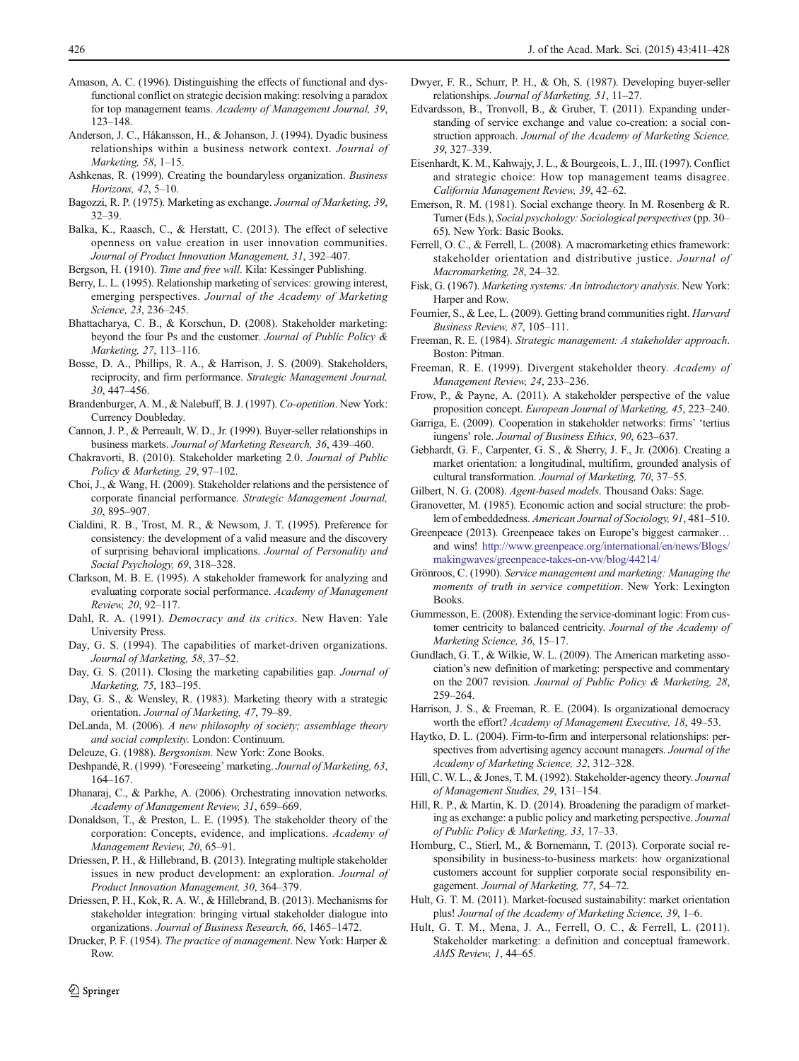Amason, A. C. (1996). Distinguishing the effects of functional and dysfunctional conflict on strategic decision making: resolving a paradox for top management teams. *Academy of Management Journal, 39*, 123–148.

Anderson, J. C., Håkansson, H., & Johanson, J. (1994). Dyadic business relationships within a business network context. *Journal of Marketing, 58*, 1–15.

Ashkenas, R. (1999). Creating the boundaryless organization. *Business Horizons, 42*, 5–10.

Bagozzi, R. P. (1975). Marketing as exchange. *Journal of Marketing, 39*, 32–39.

Balka, K., Raasch, C., & Herstatt, C. (2013). The effect of selective openness on value creation in user innovation communities. *Journal of Product Innovation Management, 31*, 392–407.

Bergson, H. (1910). *Time and free will*. Kila: Kessinger Publishing.

Berry, L. L. (1995). Relationship marketing of services: growing interest, emerging perspectives. *Journal of the Academy of Marketing Science, 23*, 236–245.

Bhattacharya, C. B., & Korschun, D. (2008). Stakeholder marketing: beyond the four Ps and the customer. *Journal of Public Policy & Marketing, 27*, 113–116.

Bosse, D. A., Phillips, R. A., & Harrison, J. S. (2009). Stakeholders, reciprocity, and firm performance. *Strategic Management Journal, 30*, 447–456.

Brandenburger, A. M., & Nalebuff, B. J. (1997). *Co-opetition*. New York: Currency Doubleday.

Cannon, J. P., & Perreault, W. D., Jr. (1999). Buyer-seller relationships in business markets. *Journal of Marketing Research, 36*, 439–460.

Chakravorti, B. (2010). Stakeholder marketing 2.0. *Journal of Public Policy & Marketing, 29*, 97–102.

Choi, J., & Wang, H. (2009). Stakeholder relations and the persistence of corporate financial performance. *Strategic Management Journal, 30*, 895–907.

Cialdini, R. B., Trost, M. R., & Newsom, J. T. (1995). Preference for consistency: the development of a valid measure and the discovery of surprising behavioral implications. *Journal of Personality and Social Psychology, 69*, 318–328.

Clarkson, M. B. E. (1995). A stakeholder framework for analyzing and evaluating corporate social performance. *Academy of Management Review, 20*, 92–117.

Dahl, R. A. (1991). *Democracy and its critics*. New Haven: Yale University Press.

Day, G. S. (1994). The capabilities of market-driven organizations. *Journal of Marketing, 58*, 37–52.

Day, G. S. (2011). Closing the marketing capabilities gap. *Journal of Marketing, 75*, 183–195.

Day, G. S., & Wensley, R. (1983). Marketing theory with a strategic orientation. *Journal of Marketing, 47*, 79–89.

DeLanda, M. (2006). *A new philosophy of society; assemblage theory and social complexity.* London: Continuum.

Deleuze, G. (1988). *Bergsonism*. New York: Zone Books.

Deshpandé, R. (1999). 'Foreseeing' marketing. *Journal of Marketing, 63*, 164–167.

Dhanaraj, C., & Parkhe, A. (2006). Orchestrating innovation networks. *Academy of Management Review, 31*, 659–669.

Donaldson, T., & Preston, L. E. (1995). The stakeholder theory of the corporation: Concepts, evidence, and implications. *Academy of Management Review, 20*, 65–91.

Driessen, P. H., & Hillebrand, B. (2013). Integrating multiple stakeholder issues in new product development: an exploration. *Journal of Product Innovation Management, 30*, 364–379.

Driessen, P. H., Kok, R. A. W., & Hillebrand, B. (2013). Mechanisms for stakeholder integration: bringing virtual stakeholder dialogue into organizations. *Journal of Business Research, 66*, 1465–1472.

Drucker, P. F. (1954). *The practice of management*. New York: Harper & Row.

Dwyer, F. R., Schurr, P. H., & Oh, S. (1987). Developing buyer-seller relationships. *Journal of Marketing, 51*, 11–27.

Edvardsson, B., Tronvoll, B., & Gruber, T. (2011). Expanding understanding of service exchange and value co-creation: a social construction approach. *Journal of the Academy of Marketing Science, 39*, 327–339.

Eisenhardt, K. M., Kahwajy, J. L., & Bourgeois, L. J., III. (1997). Conflict and strategic choice: How top management teams disagree. *California Management Review, 39*, 42–62.

Emerson, R. M. (1981). Social exchange theory. In M. Rosenberg & R. Turner (Eds.), *Social psychology: Sociological perspectives* (pp. 30–65). New York: Basic Books.

Ferrell, O. C., & Ferrell, L. (2008). A macromarketing ethics framework: stakeholder orientation and distributive justice. *Journal of Macromarketing, 28*, 24–32.

Fisk, G. (1967). *Marketing systems: An introductory analysis*. New York: Harper and Row.

Fournier, S., & Lee, L. (2009). Getting brand communities right. *Harvard Business Review, 87*, 105–111.

Freeman, R. E. (1984). *Strategic management: A stakeholder approach*. Boston: Pitman.

Freeman, R. E. (1999). Divergent stakeholder theory. *Academy of Management Review, 24*, 233–236.

Frow, P., & Payne, A. (2011). A stakeholder perspective of the value proposition concept. *European Journal of Marketing, 45*, 223–240.

Garriga, E. (2009). Cooperation in stakeholder networks: firms' 'tertius iungens' role. *Journal of Business Ethics, 90*, 623–637.

Gebhardt, G. F., Carpenter, G. S., & Sherry, J. F., Jr. (2006). Creating a market orientation: a longitudinal, multifirm, grounded analysis of cultural transformation. *Journal of Marketing, 70*, 37–55.

Gilbert, N. G. (2008). *Agent-based models*. Thousand Oaks: Sage.

Granovetter, M. (1985). Economic action and social structure: the problem of embeddedness. *American Journal of Sociology, 91*, 481–510.

Greenpeace (2013). Greenpeace takes on Europe's biggest carmaker… and wins! http://www.greenpeace.org/international/en/news/Blogs/makingwaves/greenpeace-takes-on-vw/blog/44214/

Grönroos, C. (1990). *Service management and marketing: Managing the moments of truth in service competition*. New York: Lexington Books.

Gummesson, E. (2008). Extending the service-dominant logic: From customer centricity to balanced centricity. *Journal of the Academy of Marketing Science, 36*, 15–17.

Gundlach, G. T., & Wilkie, W. L. (2009). The American marketing association's new definition of marketing: perspective and commentary on the 2007 revision. *Journal of Public Policy & Marketing, 28*, 259–264.

Harrison, J. S., & Freeman, R. E. (2004). Is organizational democracy worth the effort? *Academy of Management Executive, 18*, 49–53.

Haytko, D. L. (2004). Firm-to-firm and interpersonal relationships: perspectives from advertising agency account managers. *Journal of the Academy of Marketing Science, 32*, 312–328.

Hill, C. W. L., & Jones, T. M. (1992). Stakeholder-agency theory. *Journal of Management Studies, 29*, 131–154.

Hill, R. P., & Martin, K. D. (2014). Broadening the paradigm of marketing as exchange: a public policy and marketing perspective. *Journal of Public Policy & Marketing, 33*, 17–33.

Homburg, C., Stierl, M., & Bornemann, T. (2013). Corporate social responsibility in business-to-business markets: how organizational customers account for supplier corporate social responsibility engagement. *Journal of Marketing, 77*, 54–72.

Hult, G. T. M. (2011). Market-focused sustainability: market orientation plus! *Journal of the Academy of Marketing Science, 39*, 1–6.

Hult, G. T. M., Mena, J. A., Ferrell, O. C., & Ferrell, L. (2011). Stakeholder marketing: a definition and conceptual framework. *AMS Review, 1*, 44–65.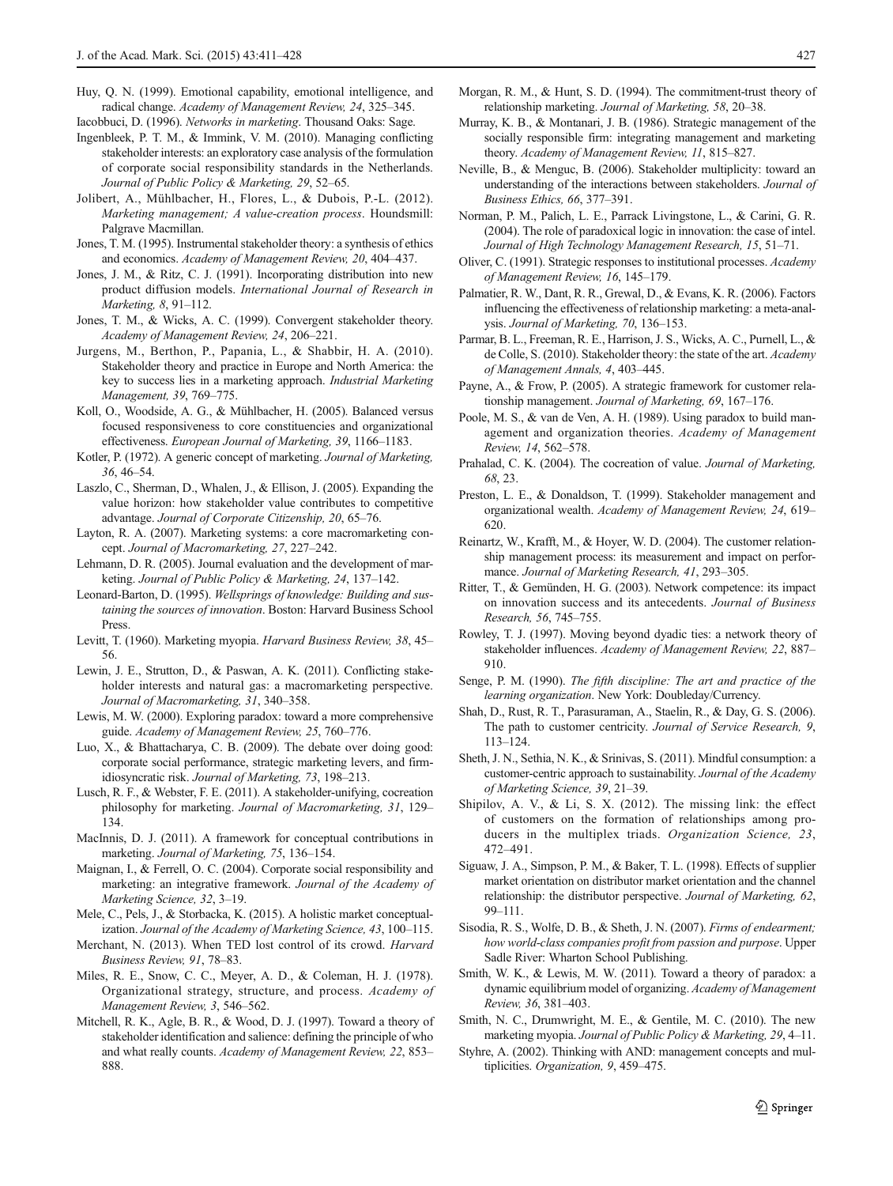Huy, Q. N. (1999). Emotional capability, emotional intelligence, and radical change. *Academy of Management Review, 24*, 325–345.

Iacobbuci, D. (1996). *Networks in marketing*. Thousand Oaks: Sage.

Ingenbleek, P. T. M., & Immink, V. M. (2010). Managing conflicting stakeholder interests: an exploratory case analysis of the formulation of corporate social responsibility standards in the Netherlands. *Journal of Public Policy & Marketing, 29*, 52–65.

Jolibert, A., Mühlbacher, H., Flores, L., & Dubois, P.-L. (2012). *Marketing management; A value-creation process*. Houndsmill: Palgrave Macmillan.

Jones, T. M. (1995). Instrumental stakeholder theory: a synthesis of ethics and economics. *Academy of Management Review, 20*, 404–437.

Jones, J. M., & Ritz, C. J. (1991). Incorporating distribution into new product diffusion models. *International Journal of Research in Marketing, 8*, 91–112.

Jones, T. M., & Wicks, A. C. (1999). Convergent stakeholder theory. *Academy of Management Review, 24*, 206–221.

Jurgens, M., Berthon, P., Papania, L., & Shabbir, H. A. (2010). Stakeholder theory and practice in Europe and North America: the key to success lies in a marketing approach. *Industrial Marketing Management, 39*, 769–775.

Koll, O., Woodside, A. G., & Mühlbacher, H. (2005). Balanced versus focused responsiveness to core constituencies and organizational effectiveness. *European Journal of Marketing, 39*, 1166–1183.

Kotler, P. (1972). A generic concept of marketing. *Journal of Marketing, 36*, 46–54.

Laszlo, C., Sherman, D., Whalen, J., & Ellison, J. (2005). Expanding the value horizon: how stakeholder value contributes to competitive advantage. *Journal of Corporate Citizenship, 20*, 65–76.

Layton, R. A. (2007). Marketing systems: a core macromarketing concept. *Journal of Macromarketing, 27*, 227–242.

Lehmann, D. R. (2005). Journal evaluation and the development of marketing. *Journal of Public Policy & Marketing, 24*, 137–142.

Leonard-Barton, D. (1995). *Wellsprings of knowledge: Building and sustaining the sources of innovation*. Boston: Harvard Business School Press.

Levitt, T. (1960). Marketing myopia. *Harvard Business Review, 38*, 45–56.

Lewin, J. E., Strutton, D., & Paswan, A. K. (2011). Conflicting stakeholder interests and natural gas: a macromarketing perspective. *Journal of Macromarketing, 31*, 340–358.

Lewis, M. W. (2000). Exploring paradox: toward a more comprehensive guide. *Academy of Management Review, 25*, 760–776.

Luo, X., & Bhattacharya, C. B. (2009). The debate over doing good: corporate social performance, strategic marketing levers, and firm-idiosyncratic risk. *Journal of Marketing, 73*, 198–213.

Lusch, R. F., & Webster, F. E. (2011). A stakeholder-unifying, cocreation philosophy for marketing. *Journal of Macromarketing, 31*, 129–134.

MacInnis, D. J. (2011). A framework for conceptual contributions in marketing. *Journal of Marketing, 75*, 136–154.

Maignan, I., & Ferrell, O. C. (2004). Corporate social responsibility and marketing: an integrative framework. *Journal of the Academy of Marketing Science, 32*, 3–19.

Mele, C., Pels, J., & Storbacka, K. (2015). A holistic market conceptualization. *Journal of the Academy of Marketing Science, 43*, 100–115.

Merchant, N. (2013). When TED lost control of its crowd. *Harvard Business Review, 91*, 78–83.

Miles, R. E., Snow, C. C., Meyer, A. D., & Coleman, H. J. (1978). Organizational strategy, structure, and process. *Academy of Management Review, 3*, 546–562.

Mitchell, R. K., Agle, B. R., & Wood, D. J. (1997). Toward a theory of stakeholder identification and salience: defining the principle of who and what really counts. *Academy of Management Review, 22*, 853–888.

Morgan, R. M., & Hunt, S. D. (1994). The commitment-trust theory of relationship marketing. *Journal of Marketing, 58*, 20–38.

Murray, K. B., & Montanari, J. B. (1986). Strategic management of the socially responsible firm: integrating management and marketing theory. *Academy of Management Review, 11*, 815–827.

Neville, B., & Menguc, B. (2006). Stakeholder multiplicity: toward an understanding of the interactions between stakeholders. *Journal of Business Ethics, 66*, 377–391.

Norman, P. M., Palich, L. E., Parrack Livingstone, L., & Carini, G. R. (2004). The role of paradoxical logic in innovation: the case of intel. *Journal of High Technology Management Research, 15*, 51–71.

Oliver, C. (1991). Strategic responses to institutional processes. *Academy of Management Review, 16*, 145–179.

Palmatier, R. W., Dant, R. R., Grewal, D., & Evans, K. R. (2006). Factors influencing the effectiveness of relationship marketing: a meta-analysis. *Journal of Marketing, 70*, 136–153.

Parmar, B. L., Freeman, R. E., Harrison, J. S., Wicks, A. C., Purnell, L., & de Colle, S. (2010). Stakeholder theory: the state of the art. *Academy of Management Annals, 4*, 403–445.

Payne, A., & Frow, P. (2005). A strategic framework for customer relationship management. *Journal of Marketing, 69*, 167–176.

Poole, M. S., & van de Ven, A. H. (1989). Using paradox to build management and organization theories. *Academy of Management Review, 14*, 562–578.

Prahalad, C. K. (2004). The cocreation of value. *Journal of Marketing, 68*, 23.

Preston, L. E., & Donaldson, T. (1999). Stakeholder management and organizational wealth. *Academy of Management Review, 24*, 619–620.

Reinartz, W., Krafft, M., & Hoyer, W. D. (2004). The customer relationship management process: its measurement and impact on performance. *Journal of Marketing Research, 41*, 293–305.

Ritter, T., & Gemünden, H. G. (2003). Network competence: its impact on innovation success and its antecedents. *Journal of Business Research, 56*, 745–755.

Rowley, T. J. (1997). Moving beyond dyadic ties: a network theory of stakeholder influences. *Academy of Management Review, 22*, 887–910.

Senge, P. M. (1990). *The fifth discipline: The art and practice of the learning organization*. New York: Doubleday/Currency.

Shah, D., Rust, R. T., Parasuraman, A., Staelin, R., & Day, G. S. (2006). The path to customer centricity. *Journal of Service Research, 9*, 113–124.

Sheth, J. N., Sethia, N. K., & Srinivas, S. (2011). Mindful consumption: a customer-centric approach to sustainability. *Journal of the Academy of Marketing Science, 39*, 21–39.

Shipilov, A. V., & Li, S. X. (2012). The missing link: the effect of customers on the formation of relationships among producers in the multiplex triads. *Organization Science, 23*, 472–491.

Siguaw, J. A., Simpson, P. M., & Baker, T. L. (1998). Effects of supplier market orientation on distributor market orientation and the channel relationship: the distributor perspective. *Journal of Marketing, 62*, 99–111.

Sisodia, R. S., Wolfe, D. B., & Sheth, J. N. (2007). *Firms of endearment; how world-class companies profit from passion and purpose*. Upper Sadle River: Wharton School Publishing.

Smith, W. K., & Lewis, M. W. (2011). Toward a theory of paradox: a dynamic equilibrium model of organizing. *Academy of Management Review, 36*, 381–403.

Smith, N. C., Drumwright, M. E., & Gentile, M. C. (2010). The new marketing myopia. *Journal of Public Policy & Marketing, 29*, 4–11.

Styhre, A. (2002). Thinking with AND: management concepts and multiplicities. *Organization, 9*, 459–475.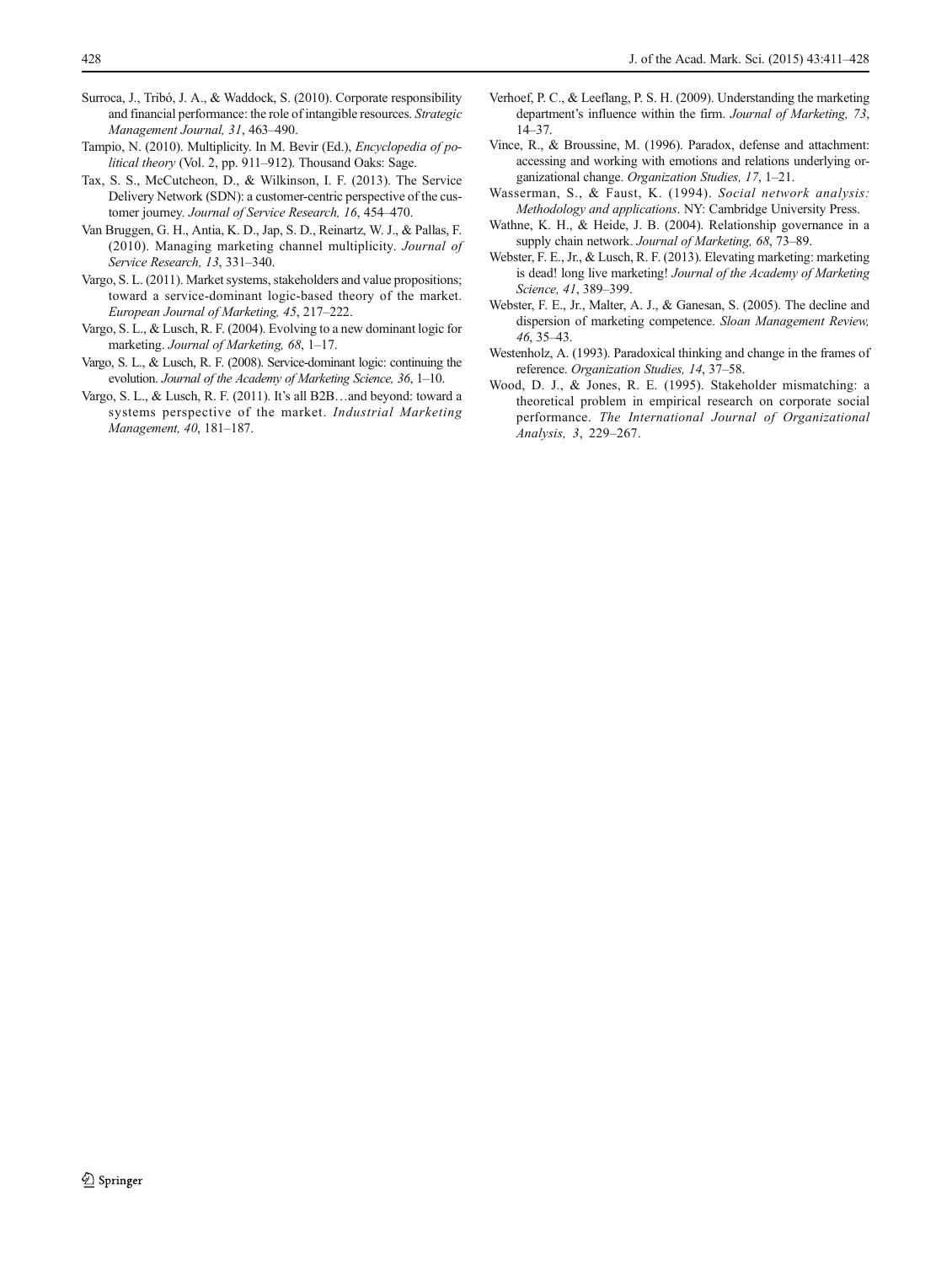Surroca, J., Tribó, J. A., & Waddock, S. (2010). Corporate responsibility and financial performance: the role of intangible resources. *Strategic Management Journal, 31*, 463–490.

Tampio, N. (2010). Multiplicity. In M. Bevir (Ed.), *Encyclopedia of political theory* (Vol. 2, pp. 911–912). Thousand Oaks: Sage.

Tax, S. S., McCutcheon, D., & Wilkinson, I. F. (2013). The Service Delivery Network (SDN): a customer-centric perspective of the customer journey. *Journal of Service Research, 16*, 454–470.

Van Bruggen, G. H., Antia, K. D., Jap, S. D., Reinartz, W. J., & Pallas, F. (2010). Managing marketing channel multiplicity. *Journal of Service Research, 13*, 331–340.

Vargo, S. L. (2011). Market systems, stakeholders and value propositions; toward a service-dominant logic-based theory of the market. *European Journal of Marketing, 45*, 217–222.

Vargo, S. L., & Lusch, R. F. (2004). Evolving to a new dominant logic for marketing. *Journal of Marketing, 68*, 1–17.

Vargo, S. L., & Lusch, R. F. (2008). Service-dominant logic: continuing the evolution. *Journal of the Academy of Marketing Science, 36*, 1–10.

Vargo, S. L., & Lusch, R. F. (2011). It's all B2B…and beyond: toward a systems perspective of the market. *Industrial Marketing Management, 40*, 181–187.

Verhoef, P. C., & Leeflang, P. S. H. (2009). Understanding the marketing department's influence within the firm. *Journal of Marketing, 73*, 14–37.

Vince, R., & Broussine, M. (1996). Paradox, defense and attachment: accessing and working with emotions and relations underlying organizational change. *Organization Studies, 17*, 1–21.

Wasserman, S., & Faust, K. (1994). *Social network analysis: Methodology and applications*. NY: Cambridge University Press.

Wathne, K. H., & Heide, J. B. (2004). Relationship governance in a supply chain network. *Journal of Marketing, 68*, 73–89.

Webster, F. E., Jr., & Lusch, R. F. (2013). Elevating marketing: marketing is dead! long live marketing! *Journal of the Academy of Marketing Science, 41*, 389–399.

Webster, F. E., Jr., Malter, A. J., & Ganesan, S. (2005). The decline and dispersion of marketing competence. *Sloan Management Review, 46*, 35–43.

Westenholz, A. (1993). Paradoxical thinking and change in the frames of reference. *Organization Studies, 14*, 37–58.

Wood, D. J., & Jones, R. E. (1995). Stakeholder mismatching: a theoretical problem in empirical research on corporate social performance. *The International Journal of Organizational Analysis, 3*, 229–267.